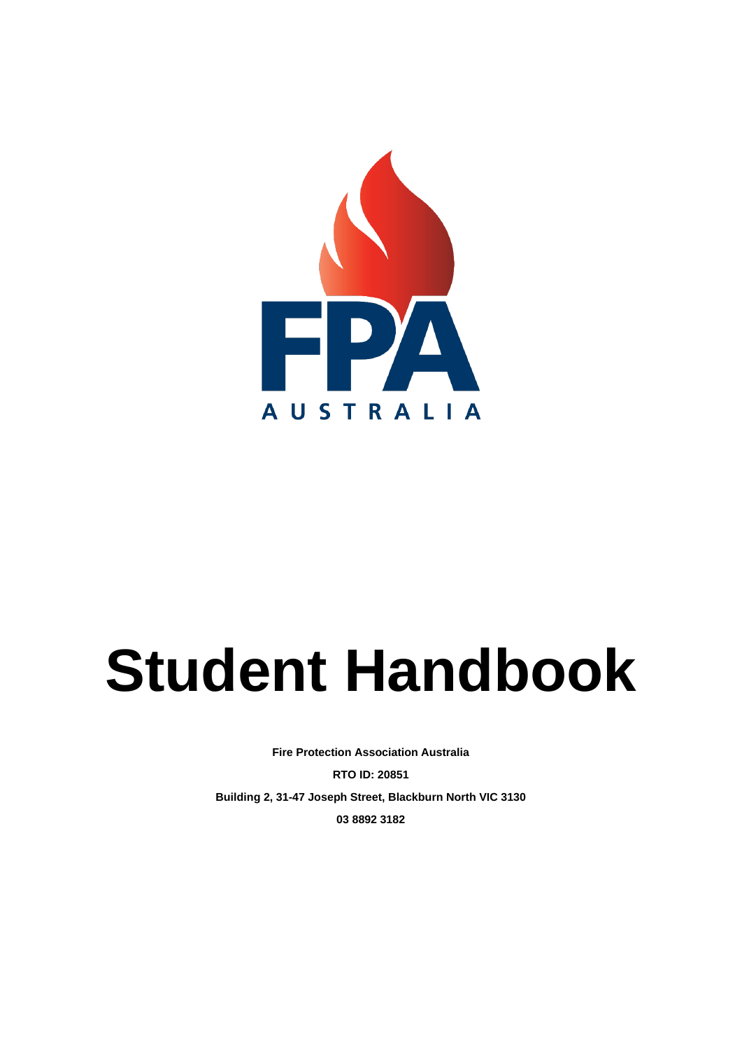# Student Handbook

**Fire Protection Association Australia**

**RTO ID: 20851**

**Building 2, 31-47 Joseph Street, Blackburn North VIC 3130**

**03 8892 3182**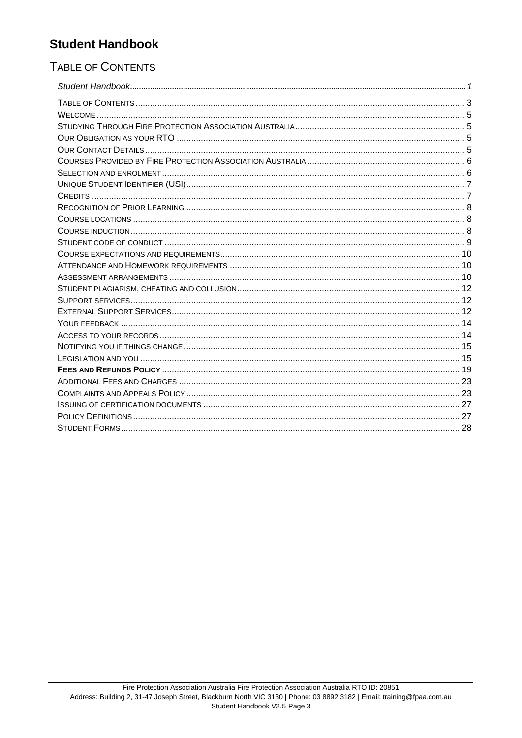# Student Handbook

## Table of Contents

*Student Handbook* ........ *1*

Table of Contents ........ 3
Welcome ........ 5
Studying Through Fire Protection Association Australia ........ 5
Our Obligation as your RTO ........ 5
Our Contact Details ........ 5
Courses Provided by Fire Protection Association Australia ........ 6
Selection and enrolment ........ 6
Unique Student Identifier (USI) ........ 7
Credits ........ 7
Recognition of Prior Learning ........ 8
Course locations ........ 8
Course induction ........ 8
Student code of conduct ........ 9
Course expectations and requirements ........ 10
Attendance and Homework requirements ........ 10
Assessment arrangements ........ 10
Student plagiarism, cheating and collusion ........ 12
Support services ........ 12
External Support Services ........ 12
Your feedback ........ 14
Access to your records ........ 14
Notifying you if things change ........ 15
Legislation and you ........ 15
**Fees and Refunds Policy** ........ 19
Additional Fees and Charges ........ 23
Complaints and Appeals Policy ........ 23
Issuing of certification documents ........ 27
Policy Definitions ........ 27
Student Forms ........ 28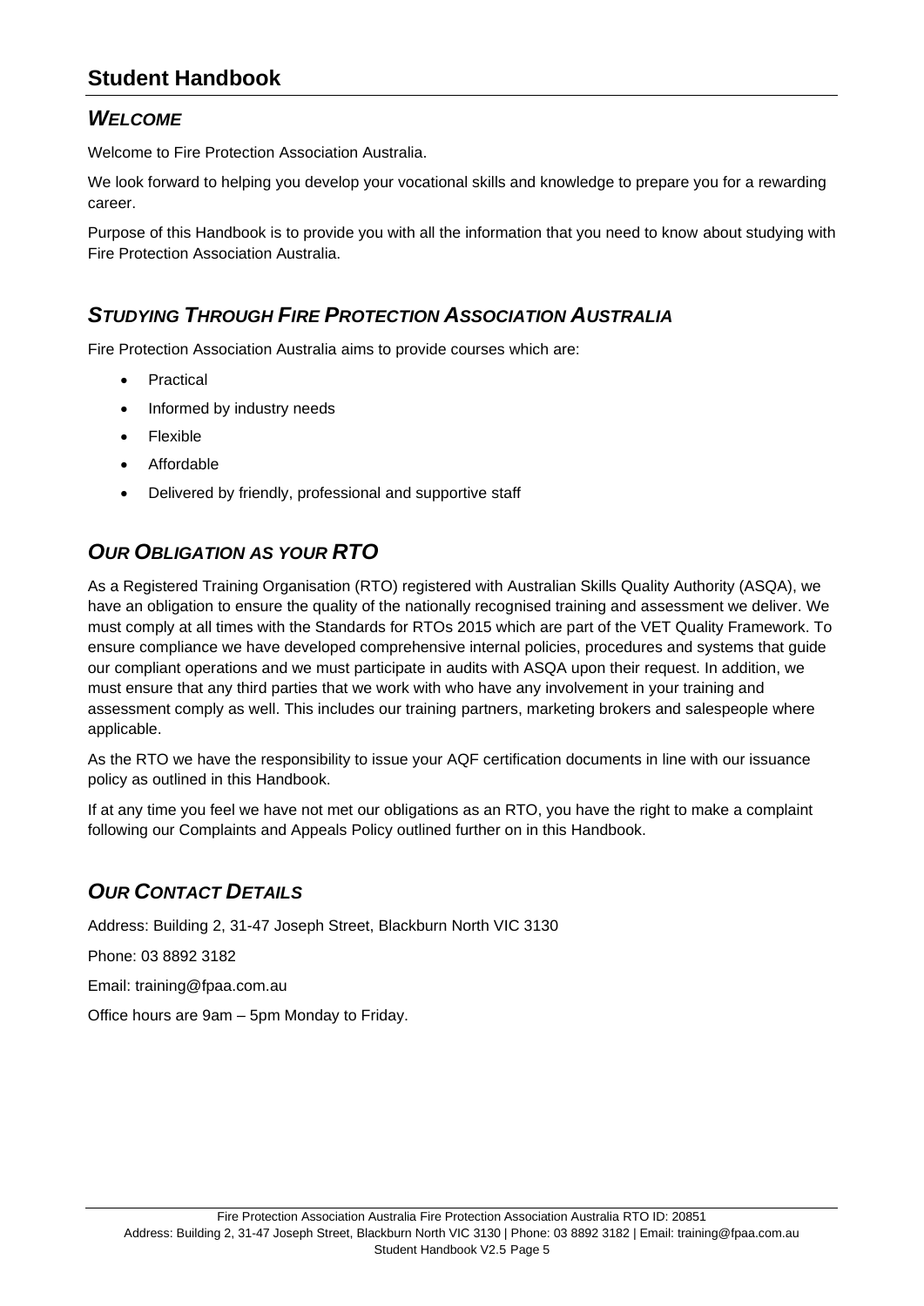# Student Handbook

## *WELCOME*

Welcome to Fire Protection Association Australia.

We look forward to helping you develop your vocational skills and knowledge to prepare you for a rewarding career.

Purpose of this Handbook is to provide you with all the information that you need to know about studying with Fire Protection Association Australia.

## *STUDYING THROUGH FIRE PROTECTION ASSOCIATION AUSTRALIA*

Fire Protection Association Australia aims to provide courses which are:

- Practical
- Informed by industry needs
- Flexible
- Affordable
- Delivered by friendly, professional and supportive staff

## *OUR OBLIGATION AS YOUR RTO*

As a Registered Training Organisation (RTO) registered with Australian Skills Quality Authority (ASQA), we have an obligation to ensure the quality of the nationally recognised training and assessment we deliver. We must comply at all times with the Standards for RTOs 2015 which are part of the VET Quality Framework. To ensure compliance we have developed comprehensive internal policies, procedures and systems that guide our compliant operations and we must participate in audits with ASQA upon their request. In addition, we must ensure that any third parties that we work with who have any involvement in your training and assessment comply as well. This includes our training partners, marketing brokers and salespeople where applicable.

As the RTO we have the responsibility to issue your AQF certification documents in line with our issuance policy as outlined in this Handbook.

If at any time you feel we have not met our obligations as an RTO, you have the right to make a complaint following our Complaints and Appeals Policy outlined further on in this Handbook.

## *OUR CONTACT DETAILS*

Address: Building 2, 31-47 Joseph Street, Blackburn North VIC 3130

Phone: 03 8892 3182

Email: training@fpaa.com.au

Office hours are 9am – 5pm Monday to Friday.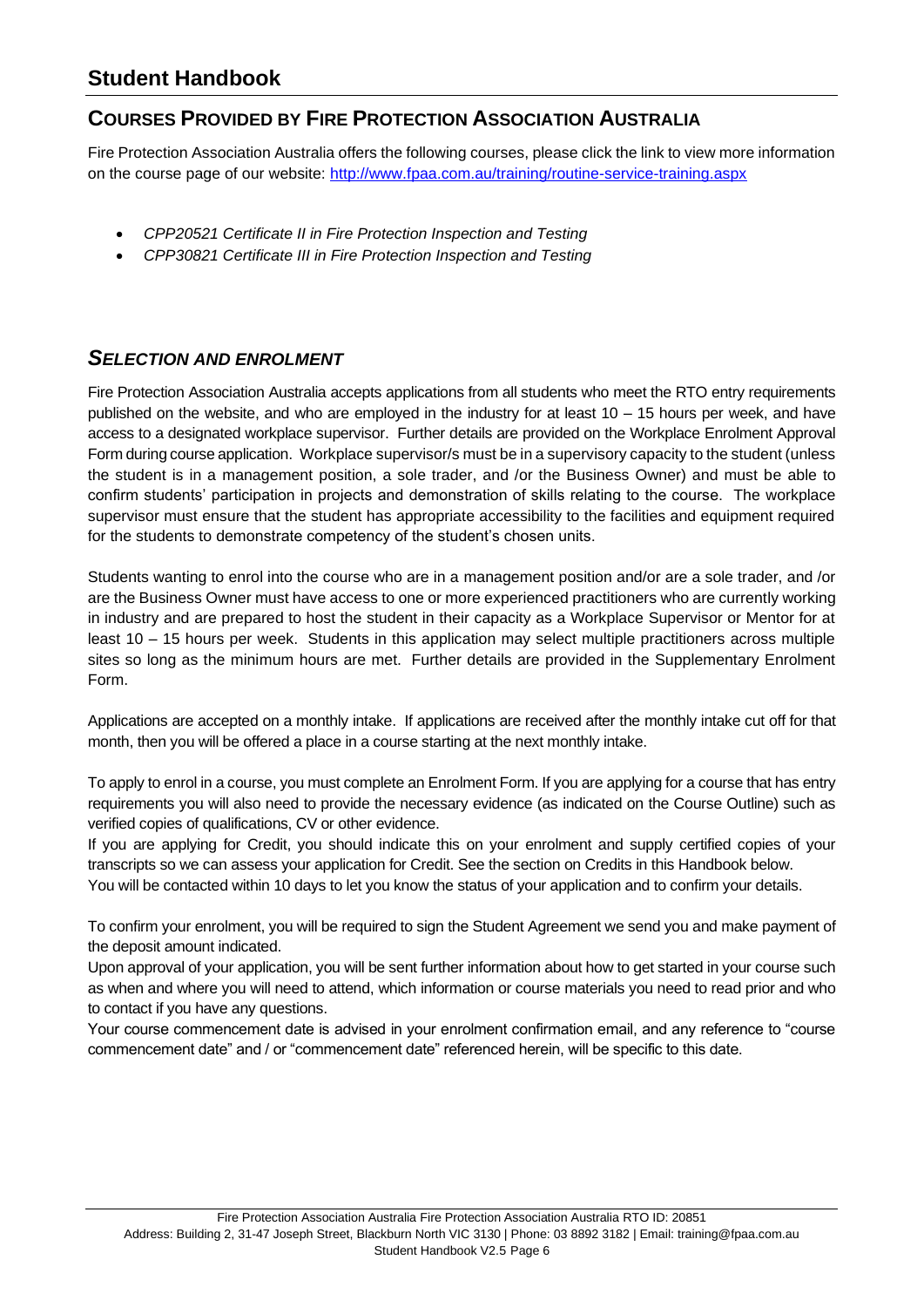## Courses Provided by Fire Protection Association Australia

Fire Protection Association Australia offers the following courses, please click the link to view more information on the course page of our website: http://www.fpaa.com.au/training/routine-service-training.aspx

- *CPP20521 Certificate II in Fire Protection Inspection and Testing*
- *CPP30821 Certificate III in Fire Protection Inspection and Testing*

### *Selection and Enrolment*

Fire Protection Association Australia accepts applications from all students who meet the RTO entry requirements published on the website, and who are employed in the industry for at least 10 – 15 hours per week, and have access to a designated workplace supervisor. Further details are provided on the Workplace Enrolment Approval Form during course application. Workplace supervisor/s must be in a supervisory capacity to the student (unless the student is in a management position, a sole trader, and /or the Business Owner) and must be able to confirm students' participation in projects and demonstration of skills relating to the course. The workplace supervisor must ensure that the student has appropriate accessibility to the facilities and equipment required for the students to demonstrate competency of the student's chosen units.

Students wanting to enrol into the course who are in a management position and/or are a sole trader, and /or are the Business Owner must have access to one or more experienced practitioners who are currently working in industry and are prepared to host the student in their capacity as a Workplace Supervisor or Mentor for at least 10 – 15 hours per week. Students in this application may select multiple practitioners across multiple sites so long as the minimum hours are met. Further details are provided in the Supplementary Enrolment Form.

Applications are accepted on a monthly intake. If applications are received after the monthly intake cut off for that month, then you will be offered a place in a course starting at the next monthly intake.

To apply to enrol in a course, you must complete an Enrolment Form. If you are applying for a course that has entry requirements you will also need to provide the necessary evidence (as indicated on the Course Outline) such as verified copies of qualifications, CV or other evidence.

If you are applying for Credit, you should indicate this on your enrolment and supply certified copies of your transcripts so we can assess your application for Credit. See the section on Credits in this Handbook below.

You will be contacted within 10 days to let you know the status of your application and to confirm your details.

To confirm your enrolment, you will be required to sign the Student Agreement we send you and make payment of the deposit amount indicated.

Upon approval of your application, you will be sent further information about how to get started in your course such as when and where you will need to attend, which information or course materials you need to read prior and who to contact if you have any questions.

Your course commencement date is advised in your enrolment confirmation email, and any reference to "course commencement date" and / or "commencement date" referenced herein, will be specific to this date.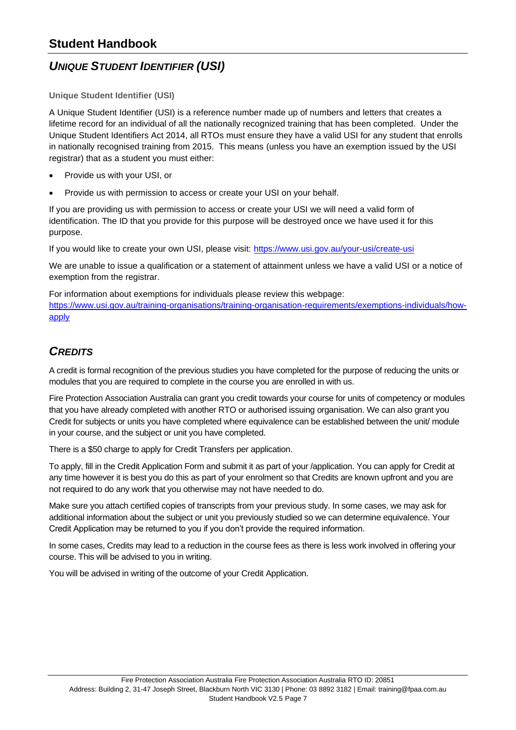## *UNIQUE STUDENT IDENTIFIER (USI)*

**Unique Student Identifier (USI)**

A Unique Student Identifier (USI) is a reference number made up of numbers and letters that creates a lifetime record for an individual of all the nationally recognized training that has been completed. Under the Unique Student Identifiers Act 2014, all RTOs must ensure they have a valid USI for any student that enrolls in nationally recognised training from 2015. This means (unless you have an exemption issued by the USI registrar) that as a student you must either:

- Provide us with your USI, or
- Provide us with permission to access or create your USI on your behalf.

If you are providing us with permission to access or create your USI we will need a valid form of identification. The ID that you provide for this purpose will be destroyed once we have used it for this purpose.

If you would like to create your own USI, please visit: https://www.usi.gov.au/your-usi/create-usi

We are unable to issue a qualification or a statement of attainment unless we have a valid USI or a notice of exemption from the registrar.

For information about exemptions for individuals please review this webpage: https://www.usi.gov.au/training-organisations/training-organisation-requirements/exemptions-individuals/how-apply

## *CREDITS*

A credit is formal recognition of the previous studies you have completed for the purpose of reducing the units or modules that you are required to complete in the course you are enrolled in with us.

Fire Protection Association Australia can grant you credit towards your course for units of competency or modules that you have already completed with another RTO or authorised issuing organisation. We can also grant you Credit for subjects or units you have completed where equivalence can be established between the unit/ module in your course, and the subject or unit you have completed.

There is a $50 charge to apply for Credit Transfers per application.

To apply, fill in the Credit Application Form and submit it as part of your /application. You can apply for Credit at any time however it is best you do this as part of your enrolment so that Credits are known upfront and you are not required to do any work that you otherwise may not have needed to do.

Make sure you attach certified copies of transcripts from your previous study. In some cases, we may ask for additional information about the subject or unit you previously studied so we can determine equivalence. Your Credit Application may be returned to you if you don't provide the required information.

In some cases, Credits may lead to a reduction in the course fees as there is less work involved in offering your course. This will be advised to you in writing.

You will be advised in writing of the outcome of your Credit Application.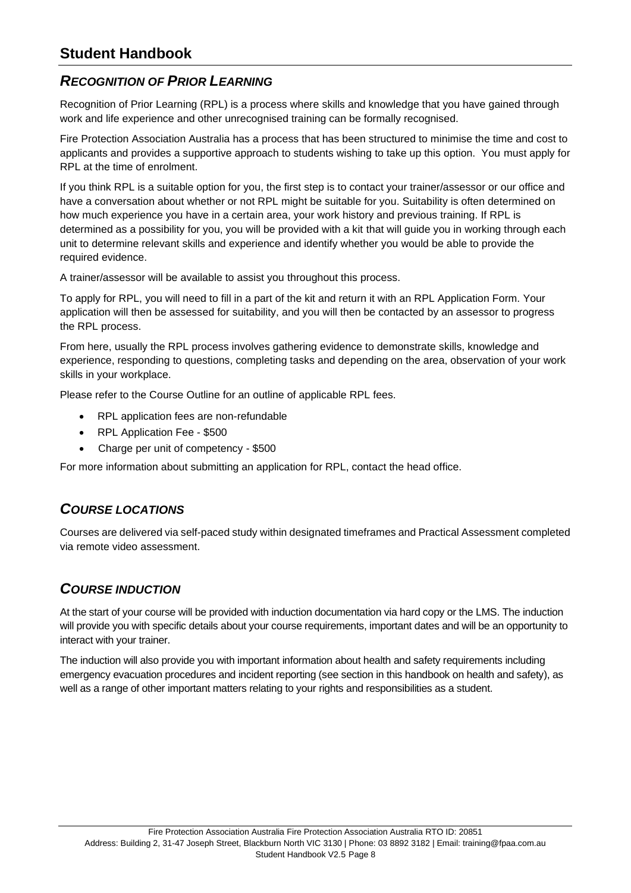## *RECOGNITION OF PRIOR LEARNING*

Recognition of Prior Learning (RPL) is a process where skills and knowledge that you have gained through work and life experience and other unrecognised training can be formally recognised.

Fire Protection Association Australia has a process that has been structured to minimise the time and cost to applicants and provides a supportive approach to students wishing to take up this option. You must apply for RPL at the time of enrolment.

If you think RPL is a suitable option for you, the first step is to contact your trainer/assessor or our office and have a conversation about whether or not RPL might be suitable for you. Suitability is often determined on how much experience you have in a certain area, your work history and previous training. If RPL is determined as a possibility for you, you will be provided with a kit that will guide you in working through each unit to determine relevant skills and experience and identify whether you would be able to provide the required evidence.

A trainer/assessor will be available to assist you throughout this process.

To apply for RPL, you will need to fill in a part of the kit and return it with an RPL Application Form. Your application will then be assessed for suitability, and you will then be contacted by an assessor to progress the RPL process.

From here, usually the RPL process involves gathering evidence to demonstrate skills, knowledge and experience, responding to questions, completing tasks and depending on the area, observation of your work skills in your workplace.

Please refer to the Course Outline for an outline of applicable RPL fees.

- RPL application fees are non-refundable
- RPL Application Fee - $500
- Charge per unit of competency - $500

For more information about submitting an application for RPL, contact the head office.

## *COURSE LOCATIONS*

Courses are delivered via self-paced study within designated timeframes and Practical Assessment completed via remote video assessment.

## *COURSE INDUCTION*

At the start of your course will be provided with induction documentation via hard copy or the LMS. The induction will provide you with specific details about your course requirements, important dates and will be an opportunity to interact with your trainer.

The induction will also provide you with important information about health and safety requirements including emergency evacuation procedures and incident reporting (see section in this handbook on health and safety), as well as a range of other important matters relating to your rights and responsibilities as a student.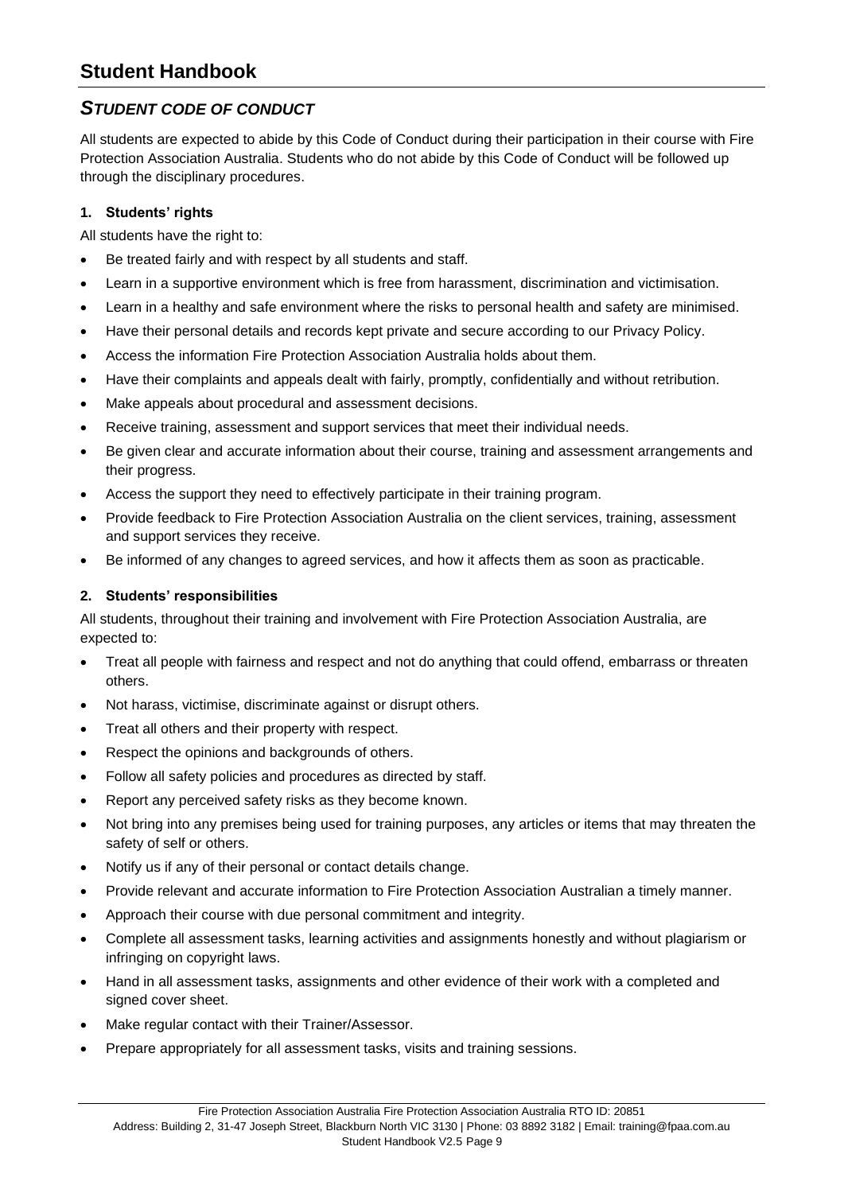## *STUDENT CODE OF CONDUCT*

All students are expected to abide by this Code of Conduct during their participation in their course with Fire Protection Association Australia. Students who do not abide by this Code of Conduct will be followed up through the disciplinary procedures.

### 1. Students' rights

All students have the right to:

- Be treated fairly and with respect by all students and staff.
- Learn in a supportive environment which is free from harassment, discrimination and victimisation.
- Learn in a healthy and safe environment where the risks to personal health and safety are minimised.
- Have their personal details and records kept private and secure according to our Privacy Policy.
- Access the information Fire Protection Association Australia holds about them.
- Have their complaints and appeals dealt with fairly, promptly, confidentially and without retribution.
- Make appeals about procedural and assessment decisions.
- Receive training, assessment and support services that meet their individual needs.
- Be given clear and accurate information about their course, training and assessment arrangements and their progress.
- Access the support they need to effectively participate in their training program.
- Provide feedback to Fire Protection Association Australia on the client services, training, assessment and support services they receive.
- Be informed of any changes to agreed services, and how it affects them as soon as practicable.

### 2. Students' responsibilities

All students, throughout their training and involvement with Fire Protection Association Australia, are expected to:

- Treat all people with fairness and respect and not do anything that could offend, embarrass or threaten others.
- Not harass, victimise, discriminate against or disrupt others.
- Treat all others and their property with respect.
- Respect the opinions and backgrounds of others.
- Follow all safety policies and procedures as directed by staff.
- Report any perceived safety risks as they become known.
- Not bring into any premises being used for training purposes, any articles or items that may threaten the safety of self or others.
- Notify us if any of their personal or contact details change.
- Provide relevant and accurate information to Fire Protection Association Australian a timely manner.
- Approach their course with due personal commitment and integrity.
- Complete all assessment tasks, learning activities and assignments honestly and without plagiarism or infringing on copyright laws.
- Hand in all assessment tasks, assignments and other evidence of their work with a completed and signed cover sheet.
- Make regular contact with their Trainer/Assessor.
- Prepare appropriately for all assessment tasks, visits and training sessions.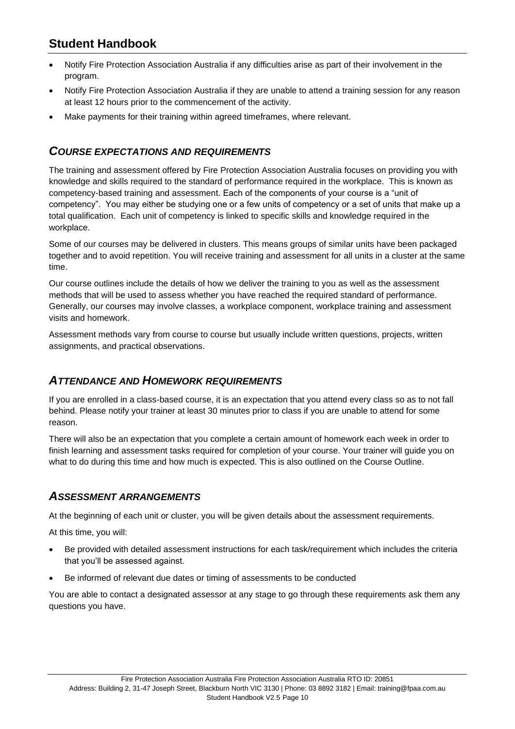- Notify Fire Protection Association Australia if any difficulties arise as part of their involvement in the program.
- Notify Fire Protection Association Australia if they are unable to attend a training session for any reason at least 12 hours prior to the commencement of the activity.
- Make payments for their training within agreed timeframes, where relevant.

## *COURSE EXPECTATIONS AND REQUIREMENTS*

The training and assessment offered by Fire Protection Association Australia focuses on providing you with knowledge and skills required to the standard of performance required in the workplace. This is known as competency-based training and assessment. Each of the components of your course is a "unit of competency". You may either be studying one or a few units of competency or a set of units that make up a total qualification. Each unit of competency is linked to specific skills and knowledge required in the workplace.

Some of our courses may be delivered in clusters. This means groups of similar units have been packaged together and to avoid repetition. You will receive training and assessment for all units in a cluster at the same time.

Our course outlines include the details of how we deliver the training to you as well as the assessment methods that will be used to assess whether you have reached the required standard of performance. Generally, our courses may involve classes, a workplace component, workplace training and assessment visits and homework.

Assessment methods vary from course to course but usually include written questions, projects, written assignments, and practical observations.

## *ATTENDANCE AND HOMEWORK REQUIREMENTS*

If you are enrolled in a class-based course, it is an expectation that you attend every class so as to not fall behind. Please notify your trainer at least 30 minutes prior to class if you are unable to attend for some reason.

There will also be an expectation that you complete a certain amount of homework each week in order to finish learning and assessment tasks required for completion of your course. Your trainer will guide you on what to do during this time and how much is expected. This is also outlined on the Course Outline.

## *ASSESSMENT ARRANGEMENTS*

At the beginning of each unit or cluster, you will be given details about the assessment requirements.

At this time, you will:

- Be provided with detailed assessment instructions for each task/requirement which includes the criteria that you'll be assessed against.
- Be informed of relevant due dates or timing of assessments to be conducted

You are able to contact a designated assessor at any stage to go through these requirements ask them any questions you have.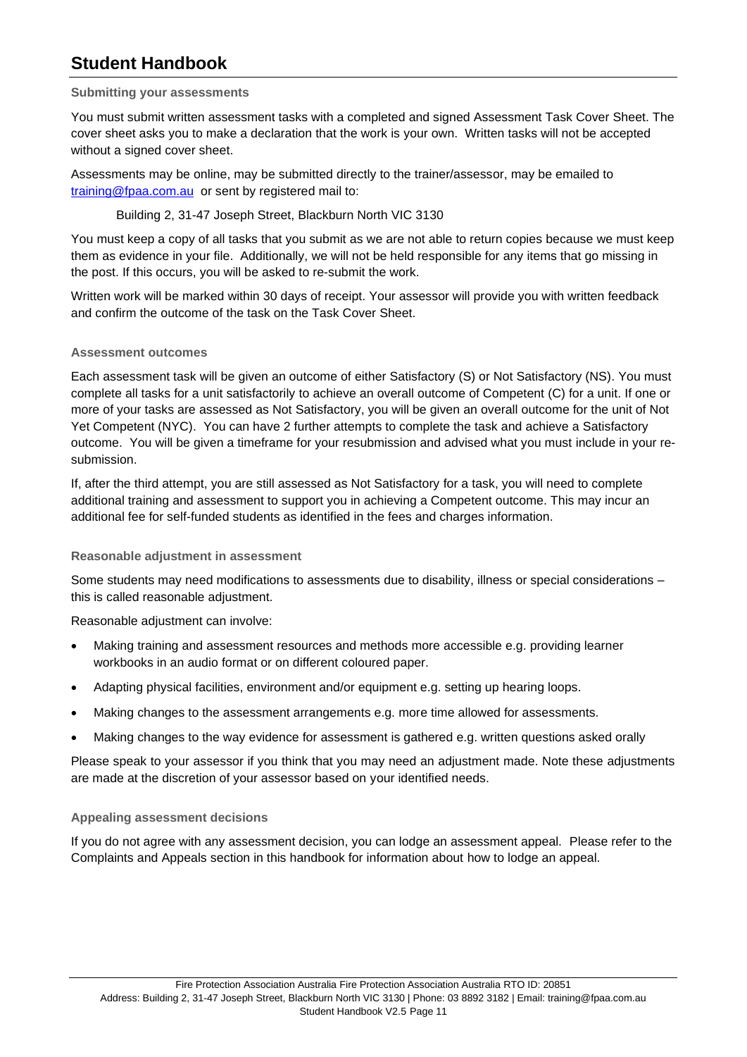#### Submitting your assessments

You must submit written assessment tasks with a completed and signed Assessment Task Cover Sheet. The cover sheet asks you to make a declaration that the work is your own. Written tasks will not be accepted without a signed cover sheet.

Assessments may be online, may be submitted directly to the trainer/assessor, may be emailed to training@fpaa.com.au or sent by registered mail to:

Building 2, 31-47 Joseph Street, Blackburn North VIC 3130

You must keep a copy of all tasks that you submit as we are not able to return copies because we must keep them as evidence in your file. Additionally, we will not be held responsible for any items that go missing in the post. If this occurs, you will be asked to re-submit the work.

Written work will be marked within 30 days of receipt. Your assessor will provide you with written feedback and confirm the outcome of the task on the Task Cover Sheet.

#### Assessment outcomes

Each assessment task will be given an outcome of either Satisfactory (S) or Not Satisfactory (NS). You must complete all tasks for a unit satisfactorily to achieve an overall outcome of Competent (C) for a unit. If one or more of your tasks are assessed as Not Satisfactory, you will be given an overall outcome for the unit of Not Yet Competent (NYC). You can have 2 further attempts to complete the task and achieve a Satisfactory outcome. You will be given a timeframe for your resubmission and advised what you must include in your re-submission.

If, after the third attempt, you are still assessed as Not Satisfactory for a task, you will need to complete additional training and assessment to support you in achieving a Competent outcome. This may incur an additional fee for self-funded students as identified in the fees and charges information.

#### Reasonable adjustment in assessment

Some students may need modifications to assessments due to disability, illness or special considerations – this is called reasonable adjustment.

Reasonable adjustment can involve:

- Making training and assessment resources and methods more accessible e.g. providing learner workbooks in an audio format or on different coloured paper.
- Adapting physical facilities, environment and/or equipment e.g. setting up hearing loops.
- Making changes to the assessment arrangements e.g. more time allowed for assessments.
- Making changes to the way evidence for assessment is gathered e.g. written questions asked orally

Please speak to your assessor if you think that you may need an adjustment made. Note these adjustments are made at the discretion of your assessor based on your identified needs.

#### Appealing assessment decisions

If you do not agree with any assessment decision, you can lodge an assessment appeal. Please refer to the Complaints and Appeals section in this handbook for information about how to lodge an appeal.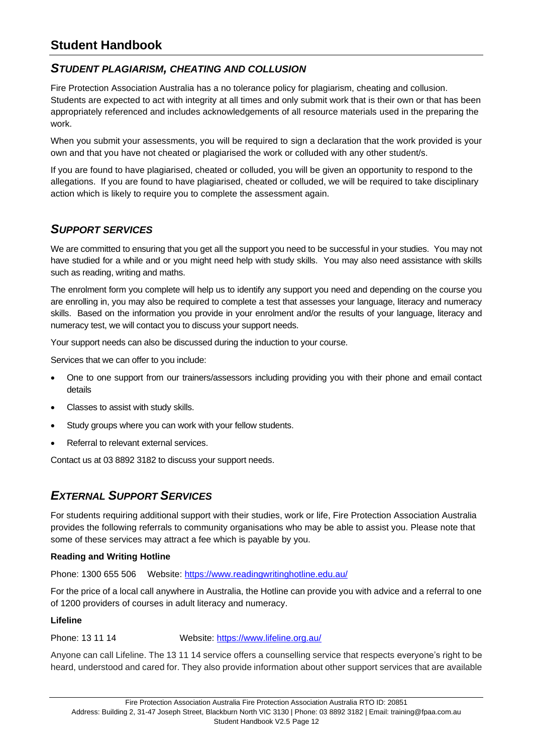## *STUDENT PLAGIARISM, CHEATING AND COLLUSION*

Fire Protection Association Australia has a no tolerance policy for plagiarism, cheating and collusion. Students are expected to act with integrity at all times and only submit work that is their own or that has been appropriately referenced and includes acknowledgements of all resource materials used in the preparing the work.

When you submit your assessments, you will be required to sign a declaration that the work provided is your own and that you have not cheated or plagiarised the work or colluded with any other student/s.

If you are found to have plagiarised, cheated or colluded, you will be given an opportunity to respond to the allegations. If you are found to have plagiarised, cheated or colluded, we will be required to take disciplinary action which is likely to require you to complete the assessment again.

## *SUPPORT SERVICES*

We are committed to ensuring that you get all the support you need to be successful in your studies. You may not have studied for a while and or you might need help with study skills. You may also need assistance with skills such as reading, writing and maths.

The enrolment form you complete will help us to identify any support you need and depending on the course you are enrolling in, you may also be required to complete a test that assesses your language, literacy and numeracy skills. Based on the information you provide in your enrolment and/or the results of your language, literacy and numeracy test, we will contact you to discuss your support needs.

Your support needs can also be discussed during the induction to your course.

Services that we can offer to you include:

- One to one support from our trainers/assessors including providing you with their phone and email contact details
- Classes to assist with study skills.
- Study groups where you can work with your fellow students.
- Referral to relevant external services.

Contact us at 03 8892 3182 to discuss your support needs.

## *EXTERNAL SUPPORT SERVICES*

For students requiring additional support with their studies, work or life, Fire Protection Association Australia provides the following referrals to community organisations who may be able to assist you. Please note that some of these services may attract a fee which is payable by you.

**Reading and Writing Hotline**

Phone: 1300 655 506 Website: https://www.readingwritinghotline.edu.au/

For the price of a local call anywhere in Australia, the Hotline can provide you with advice and a referral to one of 1200 providers of courses in adult literacy and numeracy.

**Lifeline**

Phone: 13 11 14 Website: https://www.lifeline.org.au/

Anyone can call Lifeline. The 13 11 14 service offers a counselling service that respects everyone's right to be heard, understood and cared for. They also provide information about other support services that are available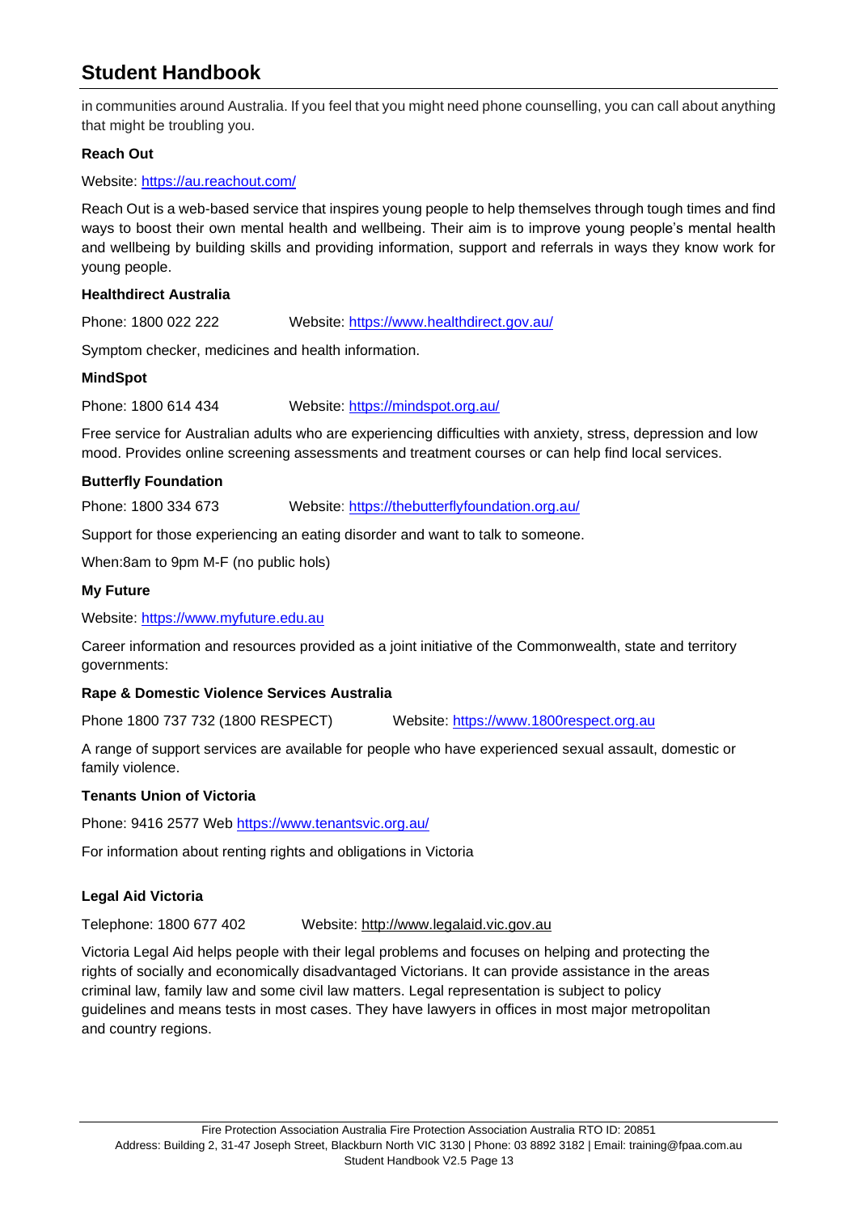in communities around Australia. If you feel that you might need phone counselling, you can call about anything that might be troubling you.

**Reach Out**

Website: https://au.reachout.com/

Reach Out is a web-based service that inspires young people to help themselves through tough times and find ways to boost their own mental health and wellbeing. Their aim is to improve young people's mental health and wellbeing by building skills and providing information, support and referrals in ways they know work for young people.

**Healthdirect Australia**

Phone: 1800 022 222 Website: https://www.healthdirect.gov.au/

Symptom checker, medicines and health information.

**MindSpot**

Phone: 1800 614 434 Website: https://mindspot.org.au/

Free service for Australian adults who are experiencing difficulties with anxiety, stress, depression and low mood. Provides online screening assessments and treatment courses or can help find local services.

**Butterfly Foundation**

Phone: 1800 334 673 Website: https://thebutterflyfoundation.org.au/

Support for those experiencing an eating disorder and want to talk to someone.

When:8am to 9pm M-F (no public hols)

**My Future**

Website: https://www.myfuture.edu.au

Career information and resources provided as a joint initiative of the Commonwealth, state and territory governments:

**Rape & Domestic Violence Services Australia**

Phone 1800 737 732 (1800 RESPECT) Website: https://www.1800respect.org.au

A range of support services are available for people who have experienced sexual assault, domestic or family violence.

**Tenants Union of Victoria**

Phone: 9416 2577 Web https://www.tenantsvic.org.au/

For information about renting rights and obligations in Victoria

**Legal Aid Victoria**

Telephone: 1800 677 402 Website: http://www.legalaid.vic.gov.au

Victoria Legal Aid helps people with their legal problems and focuses on helping and protecting the rights of socially and economically disadvantaged Victorians. It can provide assistance in the areas criminal law, family law and some civil law matters. Legal representation is subject to policy guidelines and means tests in most cases. They have lawyers in offices in most major metropolitan and country regions.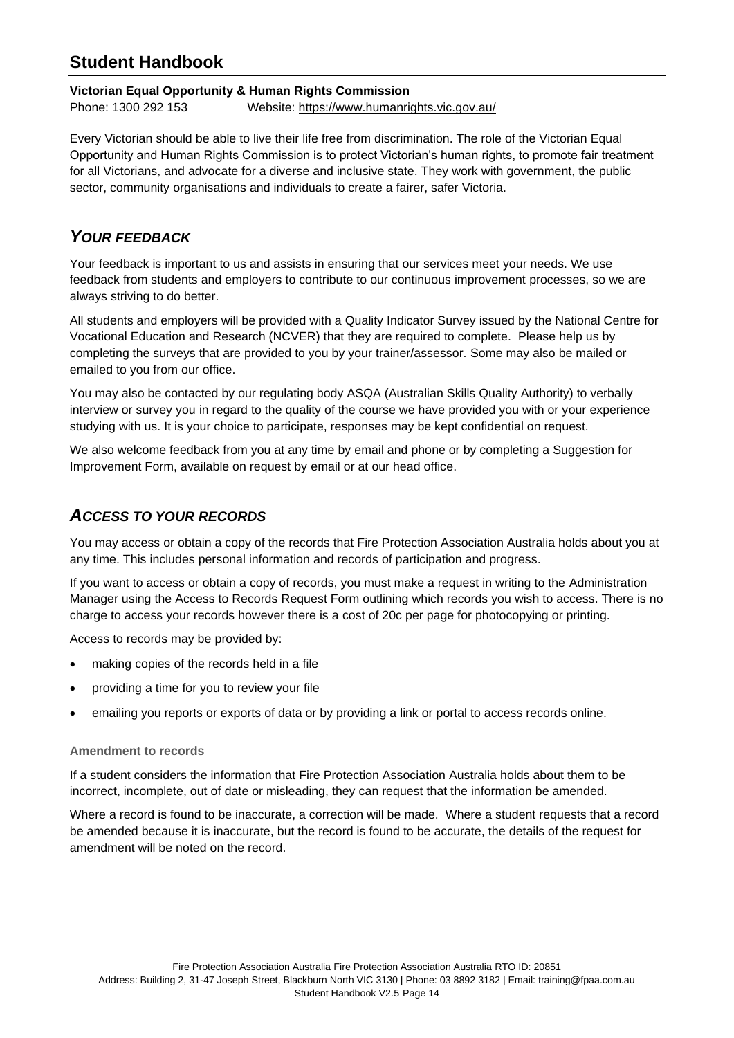**Victorian Equal Opportunity & Human Rights Commission**

Phone: 1300 292 153 Website: https://www.humanrights.vic.gov.au/

Every Victorian should be able to live their life free from discrimination. The role of the Victorian Equal Opportunity and Human Rights Commission is to protect Victorian's human rights, to promote fair treatment for all Victorians, and advocate for a diverse and inclusive state. They work with government, the public sector, community organisations and individuals to create a fairer, safer Victoria.

## *YOUR FEEDBACK*

Your feedback is important to us and assists in ensuring that our services meet your needs. We use feedback from students and employers to contribute to our continuous improvement processes, so we are always striving to do better.

All students and employers will be provided with a Quality Indicator Survey issued by the National Centre for Vocational Education and Research (NCVER) that they are required to complete. Please help us by completing the surveys that are provided to you by your trainer/assessor. Some may also be mailed or emailed to you from our office.

You may also be contacted by our regulating body ASQA (Australian Skills Quality Authority) to verbally interview or survey you in regard to the quality of the course we have provided you with or your experience studying with us. It is your choice to participate, responses may be kept confidential on request.

We also welcome feedback from you at any time by email and phone or by completing a Suggestion for Improvement Form, available on request by email or at our head office.

## *ACCESS TO YOUR RECORDS*

You may access or obtain a copy of the records that Fire Protection Association Australia holds about you at any time. This includes personal information and records of participation and progress.

If you want to access or obtain a copy of records, you must make a request in writing to the Administration Manager using the Access to Records Request Form outlining which records you wish to access. There is no charge to access your records however there is a cost of 20c per page for photocopying or printing.

Access to records may be provided by:

- making copies of the records held in a file
- providing a time for you to review your file
- emailing you reports or exports of data or by providing a link or portal to access records online.

#### Amendment to records

If a student considers the information that Fire Protection Association Australia holds about them to be incorrect, incomplete, out of date or misleading, they can request that the information be amended.

Where a record is found to be inaccurate, a correction will be made. Where a student requests that a record be amended because it is inaccurate, but the record is found to be accurate, the details of the request for amendment will be noted on the record.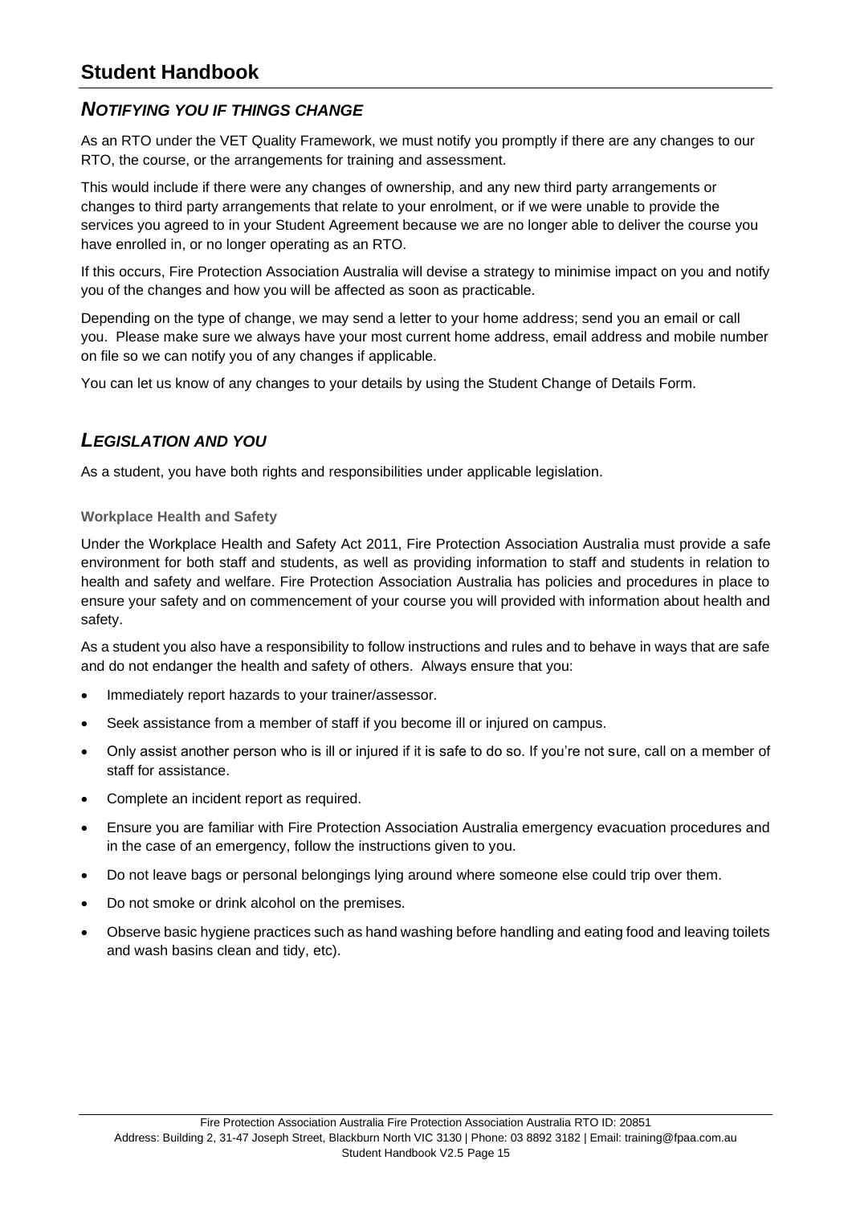## *NOTIFYING YOU IF THINGS CHANGE*

As an RTO under the VET Quality Framework, we must notify you promptly if there are any changes to our RTO, the course, or the arrangements for training and assessment.

This would include if there were any changes of ownership, and any new third party arrangements or changes to third party arrangements that relate to your enrolment, or if we were unable to provide the services you agreed to in your Student Agreement because we are no longer able to deliver the course you have enrolled in, or no longer operating as an RTO.

If this occurs, Fire Protection Association Australia will devise a strategy to minimise impact on you and notify you of the changes and how you will be affected as soon as practicable.

Depending on the type of change, we may send a letter to your home address; send you an email or call you. Please make sure we always have your most current home address, email address and mobile number on file so we can notify you of any changes if applicable.

You can let us know of any changes to your details by using the Student Change of Details Form.

## *LEGISLATION AND YOU*

As a student, you have both rights and responsibilities under applicable legislation.

#### Workplace Health and Safety

Under the Workplace Health and Safety Act 2011, Fire Protection Association Australia must provide a safe environment for both staff and students, as well as providing information to staff and students in relation to health and safety and welfare. Fire Protection Association Australia has policies and procedures in place to ensure your safety and on commencement of your course you will provided with information about health and safety.

As a student you also have a responsibility to follow instructions and rules and to behave in ways that are safe and do not endanger the health and safety of others. Always ensure that you:

- Immediately report hazards to your trainer/assessor.
- Seek assistance from a member of staff if you become ill or injured on campus.
- Only assist another person who is ill or injured if it is safe to do so. If you're not sure, call on a member of staff for assistance.
- Complete an incident report as required.
- Ensure you are familiar with Fire Protection Association Australia emergency evacuation procedures and in the case of an emergency, follow the instructions given to you.
- Do not leave bags or personal belongings lying around where someone else could trip over them.
- Do not smoke or drink alcohol on the premises.
- Observe basic hygiene practices such as hand washing before handling and eating food and leaving toilets and wash basins clean and tidy, etc).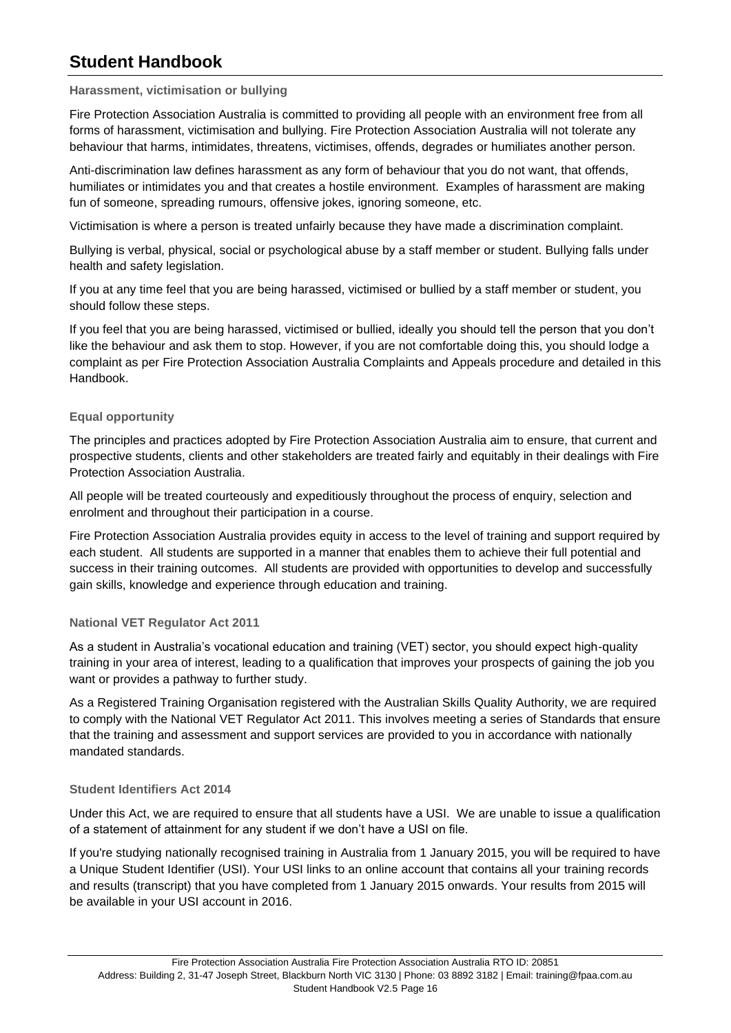### Harassment, victimisation or bullying

Fire Protection Association Australia is committed to providing all people with an environment free from all forms of harassment, victimisation and bullying. Fire Protection Association Australia will not tolerate any behaviour that harms, intimidates, threatens, victimises, offends, degrades or humiliates another person.

Anti-discrimination law defines harassment as any form of behaviour that you do not want, that offends, humiliates or intimidates you and that creates a hostile environment. Examples of harassment are making fun of someone, spreading rumours, offensive jokes, ignoring someone, etc.

Victimisation is where a person is treated unfairly because they have made a discrimination complaint.

Bullying is verbal, physical, social or psychological abuse by a staff member or student. Bullying falls under health and safety legislation.

If you at any time feel that you are being harassed, victimised or bullied by a staff member or student, you should follow these steps.

If you feel that you are being harassed, victimised or bullied, ideally you should tell the person that you don't like the behaviour and ask them to stop. However, if you are not comfortable doing this, you should lodge a complaint as per Fire Protection Association Australia Complaints and Appeals procedure and detailed in this Handbook.

### Equal opportunity

The principles and practices adopted by Fire Protection Association Australia aim to ensure, that current and prospective students, clients and other stakeholders are treated fairly and equitably in their dealings with Fire Protection Association Australia.

All people will be treated courteously and expeditiously throughout the process of enquiry, selection and enrolment and throughout their participation in a course.

Fire Protection Association Australia provides equity in access to the level of training and support required by each student. All students are supported in a manner that enables them to achieve their full potential and success in their training outcomes. All students are provided with opportunities to develop and successfully gain skills, knowledge and experience through education and training.

### National VET Regulator Act 2011

As a student in Australia's vocational education and training (VET) sector, you should expect high-quality training in your area of interest, leading to a qualification that improves your prospects of gaining the job you want or provides a pathway to further study.

As a Registered Training Organisation registered with the Australian Skills Quality Authority, we are required to comply with the National VET Regulator Act 2011. This involves meeting a series of Standards that ensure that the training and assessment and support services are provided to you in accordance with nationally mandated standards.

### Student Identifiers Act 2014

Under this Act, we are required to ensure that all students have a USI. We are unable to issue a qualification of a statement of attainment for any student if we don't have a USI on file.

If you're studying nationally recognised training in Australia from 1 January 2015, you will be required to have a Unique Student Identifier (USI). Your USI links to an online account that contains all your training records and results (transcript) that you have completed from 1 January 2015 onwards. Your results from 2015 will be available in your USI account in 2016.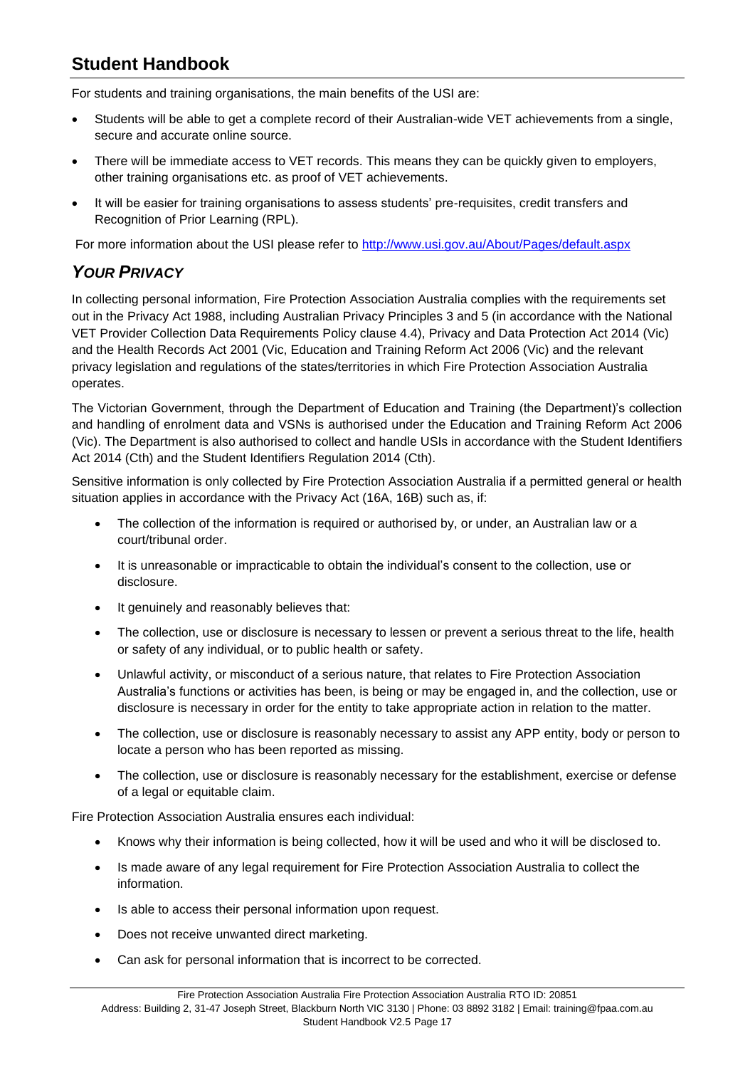For students and training organisations, the main benefits of the USI are:

- Students will be able to get a complete record of their Australian-wide VET achievements from a single, secure and accurate online source.
- There will be immediate access to VET records. This means they can be quickly given to employers, other training organisations etc. as proof of VET achievements.
- It will be easier for training organisations to assess students' pre-requisites, credit transfers and Recognition of Prior Learning (RPL).

For more information about the USI please refer to http://www.usi.gov.au/About/Pages/default.aspx

## *YOUR PRIVACY*

In collecting personal information, Fire Protection Association Australia complies with the requirements set out in the Privacy Act 1988, including Australian Privacy Principles 3 and 5 (in accordance with the National VET Provider Collection Data Requirements Policy clause 4.4), Privacy and Data Protection Act 2014 (Vic) and the Health Records Act 2001 (Vic, Education and Training Reform Act 2006 (Vic) and the relevant privacy legislation and regulations of the states/territories in which Fire Protection Association Australia operates.

The Victorian Government, through the Department of Education and Training (the Department)'s collection and handling of enrolment data and VSNs is authorised under the Education and Training Reform Act 2006 (Vic). The Department is also authorised to collect and handle USIs in accordance with the Student Identifiers Act 2014 (Cth) and the Student Identifiers Regulation 2014 (Cth).

Sensitive information is only collected by Fire Protection Association Australia if a permitted general or health situation applies in accordance with the Privacy Act (16A, 16B) such as, if:

- The collection of the information is required or authorised by, or under, an Australian law or a court/tribunal order.
- It is unreasonable or impracticable to obtain the individual's consent to the collection, use or disclosure.
- It genuinely and reasonably believes that:
- The collection, use or disclosure is necessary to lessen or prevent a serious threat to the life, health or safety of any individual, or to public health or safety.
- Unlawful activity, or misconduct of a serious nature, that relates to Fire Protection Association Australia's functions or activities has been, is being or may be engaged in, and the collection, use or disclosure is necessary in order for the entity to take appropriate action in relation to the matter.
- The collection, use or disclosure is reasonably necessary to assist any APP entity, body or person to locate a person who has been reported as missing.
- The collection, use or disclosure is reasonably necessary for the establishment, exercise or defense of a legal or equitable claim.

Fire Protection Association Australia ensures each individual:

- Knows why their information is being collected, how it will be used and who it will be disclosed to.
- Is made aware of any legal requirement for Fire Protection Association Australia to collect the information.
- Is able to access their personal information upon request.
- Does not receive unwanted direct marketing.
- Can ask for personal information that is incorrect to be corrected.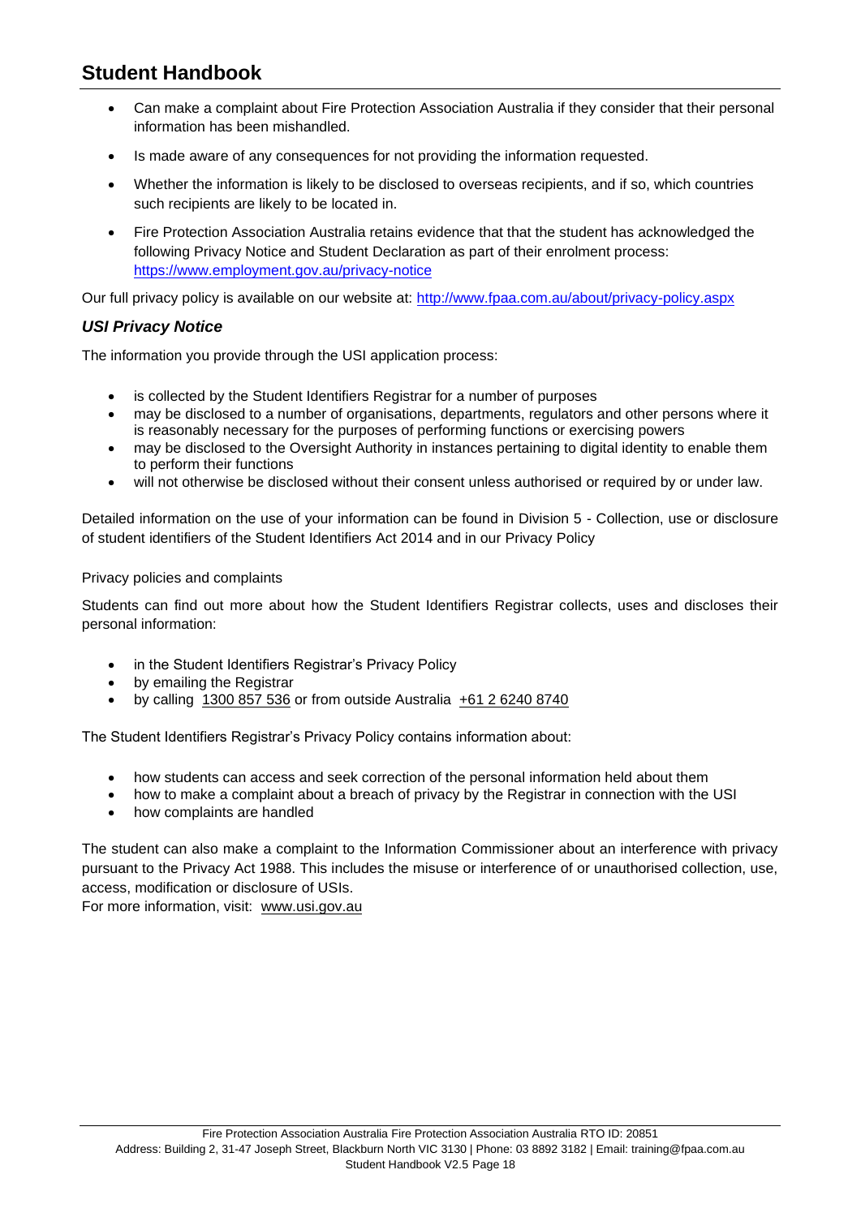- Can make a complaint about Fire Protection Association Australia if they consider that their personal information has been mishandled.
- Is made aware of any consequences for not providing the information requested.
- Whether the information is likely to be disclosed to overseas recipients, and if so, which countries such recipients are likely to be located in.
- Fire Protection Association Australia retains evidence that that the student has acknowledged the following Privacy Notice and Student Declaration as part of their enrolment process: https://www.employment.gov.au/privacy-notice

Our full privacy policy is available on our website at: http://www.fpaa.com.au/about/privacy-policy.aspx

### *USI Privacy Notice*

The information you provide through the USI application process:

- is collected by the Student Identifiers Registrar for a number of purposes
- may be disclosed to a number of organisations, departments, regulators and other persons where it is reasonably necessary for the purposes of performing functions or exercising powers
- may be disclosed to the Oversight Authority in instances pertaining to digital identity to enable them to perform their functions
- will not otherwise be disclosed without their consent unless authorised or required by or under law.

Detailed information on the use of your information can be found in Division 5 - Collection, use or disclosure of student identifiers of the Student Identifiers Act 2014 and in our Privacy Policy

Privacy policies and complaints

Students can find out more about how the Student Identifiers Registrar collects, uses and discloses their personal information:

- in the Student Identifiers Registrar's Privacy Policy
- by emailing the Registrar
- by calling 1300 857 536 or from outside Australia +61 2 6240 8740

The Student Identifiers Registrar's Privacy Policy contains information about:

- how students can access and seek correction of the personal information held about them
- how to make a complaint about a breach of privacy by the Registrar in connection with the USI
- how complaints are handled

The student can also make a complaint to the Information Commissioner about an interference with privacy pursuant to the Privacy Act 1988. This includes the misuse or interference of or unauthorised collection, use, access, modification or disclosure of USIs.
For more information, visit: www.usi.gov.au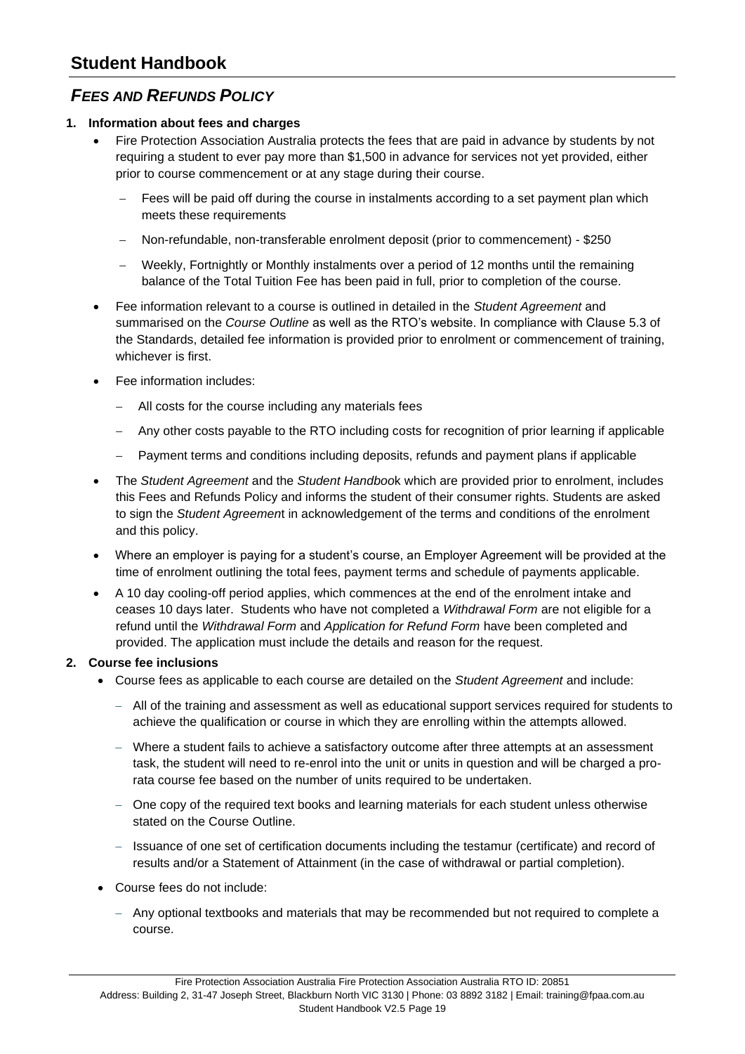# Student Handbook

## *FEES AND REFUNDS POLICY*

**1. Information about fees and charges**

- Fire Protection Association Australia protects the fees that are paid in advance by students by not requiring a student to ever pay more than $1,500 in advance for services not yet provided, either prior to course commencement or at any stage during their course.
  - Fees will be paid off during the course in instalments according to a set payment plan which meets these requirements
  - Non-refundable, non-transferable enrolment deposit (prior to commencement) - $250
  - Weekly, Fortnightly or Monthly instalments over a period of 12 months until the remaining balance of the Total Tuition Fee has been paid in full, prior to completion of the course.
- Fee information relevant to a course is outlined in detailed in the *Student Agreement* and summarised on the *Course Outline* as well as the RTO's website. In compliance with Clause 5.3 of the Standards, detailed fee information is provided prior to enrolment or commencement of training, whichever is first.
- Fee information includes:
  - All costs for the course including any materials fees
  - Any other costs payable to the RTO including costs for recognition of prior learning if applicable
  - Payment terms and conditions including deposits, refunds and payment plans if applicable
- The *Student Agreement* and the *Student Handbook* which are provided prior to enrolment, includes this Fees and Refunds Policy and informs the student of their consumer rights. Students are asked to sign the *Student Agreement* in acknowledgement of the terms and conditions of the enrolment and this policy.
- Where an employer is paying for a student's course, an Employer Agreement will be provided at the time of enrolment outlining the total fees, payment terms and schedule of payments applicable.
- A 10 day cooling-off period applies, which commences at the end of the enrolment intake and ceases 10 days later. Students who have not completed a *Withdrawal Form* are not eligible for a refund until the *Withdrawal Form* and *Application for Refund Form* have been completed and provided. The application must include the details and reason for the request.

**2. Course fee inclusions**

- Course fees as applicable to each course are detailed on the *Student Agreement* and include:
  - All of the training and assessment as well as educational support services required for students to achieve the qualification or course in which they are enrolling within the attempts allowed.
  - Where a student fails to achieve a satisfactory outcome after three attempts at an assessment task, the student will need to re-enrol into the unit or units in question and will be charged a pro-rata course fee based on the number of units required to be undertaken.
  - One copy of the required text books and learning materials for each student unless otherwise stated on the Course Outline.
  - Issuance of one set of certification documents including the testamur (certificate) and record of results and/or a Statement of Attainment (in the case of withdrawal or partial completion).
- Course fees do not include:
  - Any optional textbooks and materials that may be recommended but not required to complete a course.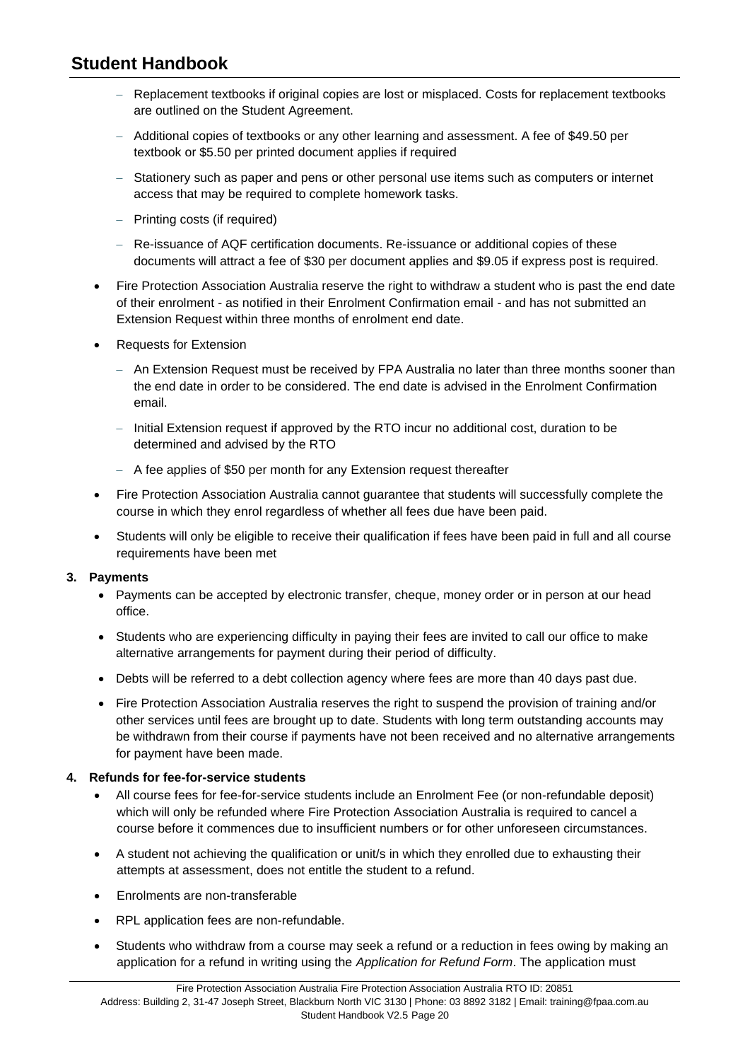- Replacement textbooks if original copies are lost or misplaced. Costs for replacement textbooks are outlined on the Student Agreement.
  - Additional copies of textbooks or any other learning and assessment. A fee of $49.50 per textbook or $5.50 per printed document applies if required
  - Stationery such as paper and pens or other personal use items such as computers or internet access that may be required to complete homework tasks.
  - Printing costs (if required)
  - Re-issuance of AQF certification documents. Re-issuance or additional copies of these documents will attract a fee of $30 per document applies and $9.05 if express post is required.
- Fire Protection Association Australia reserve the right to withdraw a student who is past the end date of their enrolment - as notified in their Enrolment Confirmation email - and has not submitted an Extension Request within three months of enrolment end date.
- Requests for Extension
  - An Extension Request must be received by FPA Australia no later than three months sooner than the end date in order to be considered. The end date is advised in the Enrolment Confirmation email.
  - Initial Extension request if approved by the RTO incur no additional cost, duration to be determined and advised by the RTO
  - A fee applies of $50 per month for any Extension request thereafter
- Fire Protection Association Australia cannot guarantee that students will successfully complete the course in which they enrol regardless of whether all fees due have been paid.
- Students will only be eligible to receive their qualification if fees have been paid in full and all course requirements have been met

**3. Payments**

- Payments can be accepted by electronic transfer, cheque, money order or in person at our head office.
- Students who are experiencing difficulty in paying their fees are invited to call our office to make alternative arrangements for payment during their period of difficulty.
- Debts will be referred to a debt collection agency where fees are more than 40 days past due.
- Fire Protection Association Australia reserves the right to suspend the provision of training and/or other services until fees are brought up to date. Students with long term outstanding accounts may be withdrawn from their course if payments have not been received and no alternative arrangements for payment have been made.

**4. Refunds for fee-for-service students**

- All course fees for fee-for-service students include an Enrolment Fee (or non-refundable deposit) which will only be refunded where Fire Protection Association Australia is required to cancel a course before it commences due to insufficient numbers or for other unforeseen circumstances.
- A student not achieving the qualification or unit/s in which they enrolled due to exhausting their attempts at assessment, does not entitle the student to a refund.
- Enrolments are non-transferable
- RPL application fees are non-refundable.
- Students who withdraw from a course may seek a refund or a reduction in fees owing by making an application for a refund in writing using the *Application for Refund Form*. The application must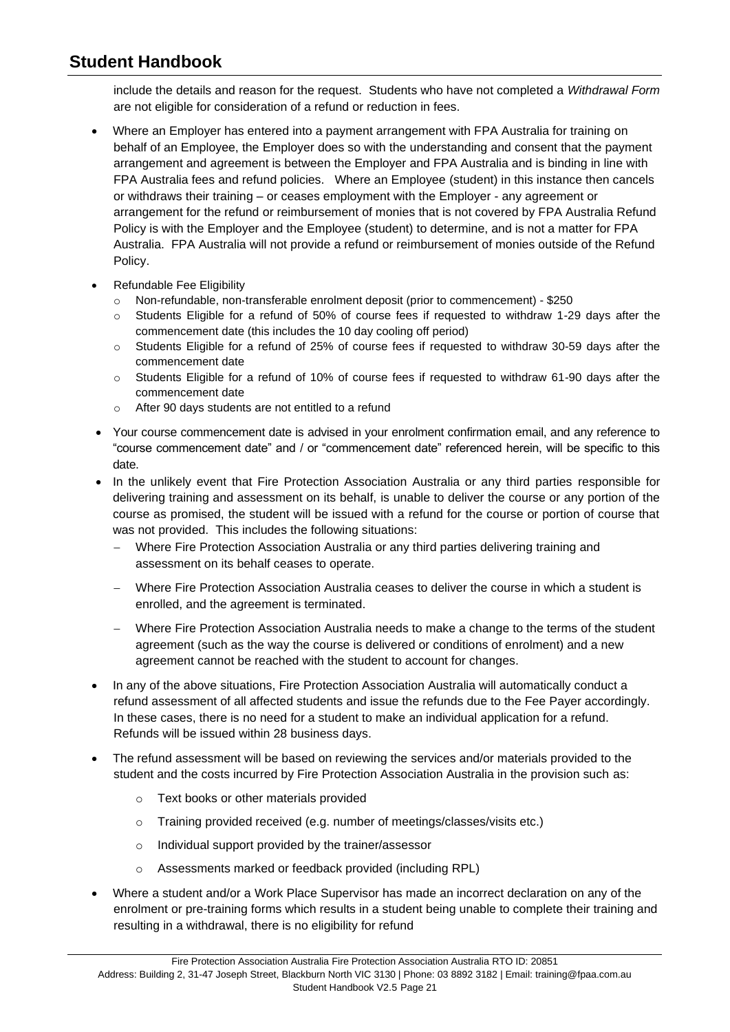include the details and reason for the request. Students who have not completed a *Withdrawal Form* are not eligible for consideration of a refund or reduction in fees.

- Where an Employer has entered into a payment arrangement with FPA Australia for training on behalf of an Employee, the Employer does so with the understanding and consent that the payment arrangement and agreement is between the Employer and FPA Australia and is binding in line with FPA Australia fees and refund policies. Where an Employee (student) in this instance then cancels or withdraws their training – or ceases employment with the Employer - any agreement or arrangement for the refund or reimbursement of monies that is not covered by FPA Australia Refund Policy is with the Employer and the Employee (student) to determine, and is not a matter for FPA Australia. FPA Australia will not provide a refund or reimbursement of monies outside of the Refund Policy.
- Refundable Fee Eligibility
  - Non-refundable, non-transferable enrolment deposit (prior to commencement) - $250
  - Students Eligible for a refund of 50% of course fees if requested to withdraw 1-29 days after the commencement date (this includes the 10 day cooling off period)
  - Students Eligible for a refund of 25% of course fees if requested to withdraw 30-59 days after the commencement date
  - Students Eligible for a refund of 10% of course fees if requested to withdraw 61-90 days after the commencement date
  - After 90 days students are not entitled to a refund
- Your course commencement date is advised in your enrolment confirmation email, and any reference to "course commencement date" and / or "commencement date" referenced herein, will be specific to this date.
- In the unlikely event that Fire Protection Association Australia or any third parties responsible for delivering training and assessment on its behalf, is unable to deliver the course or any portion of the course as promised, the student will be issued with a refund for the course or portion of course that was not provided. This includes the following situations:
  - Where Fire Protection Association Australia or any third parties delivering training and assessment on its behalf ceases to operate.
  - Where Fire Protection Association Australia ceases to deliver the course in which a student is enrolled, and the agreement is terminated.
  - Where Fire Protection Association Australia needs to make a change to the terms of the student agreement (such as the way the course is delivered or conditions of enrolment) and a new agreement cannot be reached with the student to account for changes.
- In any of the above situations, Fire Protection Association Australia will automatically conduct a refund assessment of all affected students and issue the refunds due to the Fee Payer accordingly. In these cases, there is no need for a student to make an individual application for a refund. Refunds will be issued within 28 business days.
- The refund assessment will be based on reviewing the services and/or materials provided to the student and the costs incurred by Fire Protection Association Australia in the provision such as:
  - Text books or other materials provided
  - Training provided received (e.g. number of meetings/classes/visits etc.)
  - Individual support provided by the trainer/assessor
  - Assessments marked or feedback provided (including RPL)
- Where a student and/or a Work Place Supervisor has made an incorrect declaration on any of the enrolment or pre-training forms which results in a student being unable to complete their training and resulting in a withdrawal, there is no eligibility for refund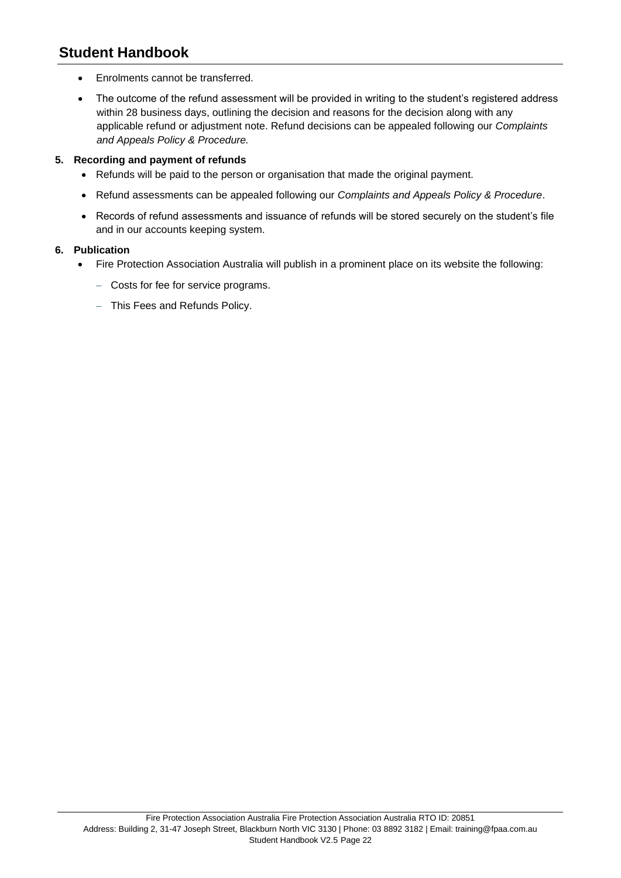- Enrolments cannot be transferred.
- The outcome of the refund assessment will be provided in writing to the student's registered address within 28 business days, outlining the decision and reasons for the decision along with any applicable refund or adjustment note. Refund decisions can be appealed following our *Complaints and Appeals Policy & Procedure.*

**5. Recording and payment of refunds**

- Refunds will be paid to the person or organisation that made the original payment.
- Refund assessments can be appealed following our *Complaints and Appeals Policy & Procedure*.
- Records of refund assessments and issuance of refunds will be stored securely on the student's file and in our accounts keeping system.

**6. Publication**

- Fire Protection Association Australia will publish in a prominent place on its website the following:
  - Costs for fee for service programs.
  - This Fees and Refunds Policy.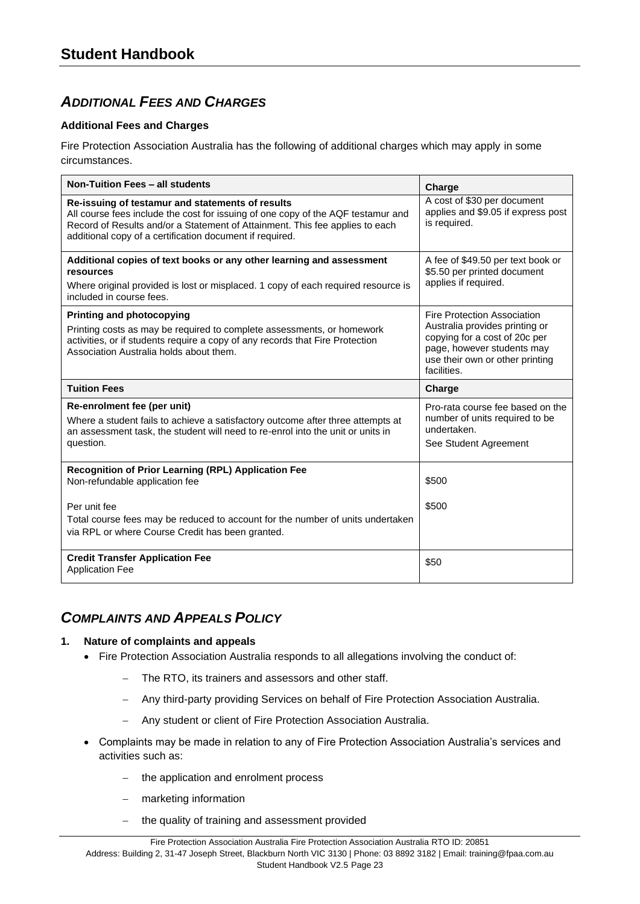## *ADDITIONAL FEES AND CHARGES*

**Additional Fees and Charges**

Fire Protection Association Australia has the following of additional charges which may apply in some circumstances.

| Non-Tuition Fees – all students | Charge |
|---|---|
| **Re-issuing of testamur and statements of results**<br>All course fees include the cost for issuing of one copy of the AQF testamur and Record of Results and/or a Statement of Attainment. This fee applies to each additional copy of a certification document if required. | A cost of $30 per document applies and $9.05 if express post is required. |
| **Additional copies of text books or any other learning and assessment resources**<br>Where original provided is lost or misplaced. 1 copy of each required resource is included in course fees. | A fee of $49.50 per text book or $5.50 per printed document applies if required. |
| **Printing and photocopying**<br>Printing costs as may be required to complete assessments, or homework activities, or if students require a copy of any records that Fire Protection Association Australia holds about them. | Fire Protection Association Australia provides printing or copying for a cost of 20c per page, however students may use their own or other printing facilities. |
| **Tuition Fees** | **Charge** |
| **Re-enrolment fee (per unit)**<br>Where a student fails to achieve a satisfactory outcome after three attempts at an assessment task, the student will need to re-enrol into the unit or units in question. | Pro-rata course fee based on the number of units required to be undertaken.<br>See Student Agreement |
| **Recognition of Prior Learning (RPL) Application Fee**<br>Non-refundable application fee<br><br>Per unit fee<br>Total course fees may be reduced to account for the number of units undertaken via RPL or where Course Credit has been granted. | $500<br><br>$500 |
| **Credit Transfer Application Fee**<br>Application Fee | $50 |

## *COMPLAINTS AND APPEALS POLICY*

**1. Nature of complaints and appeals**

- Fire Protection Association Australia responds to all allegations involving the conduct of:
  - The RTO, its trainers and assessors and other staff.
  - Any third-party providing Services on behalf of Fire Protection Association Australia.
  - Any student or client of Fire Protection Association Australia.
- Complaints may be made in relation to any of Fire Protection Association Australia's services and activities such as:
  - the application and enrolment process
  - marketing information
  - the quality of training and assessment provided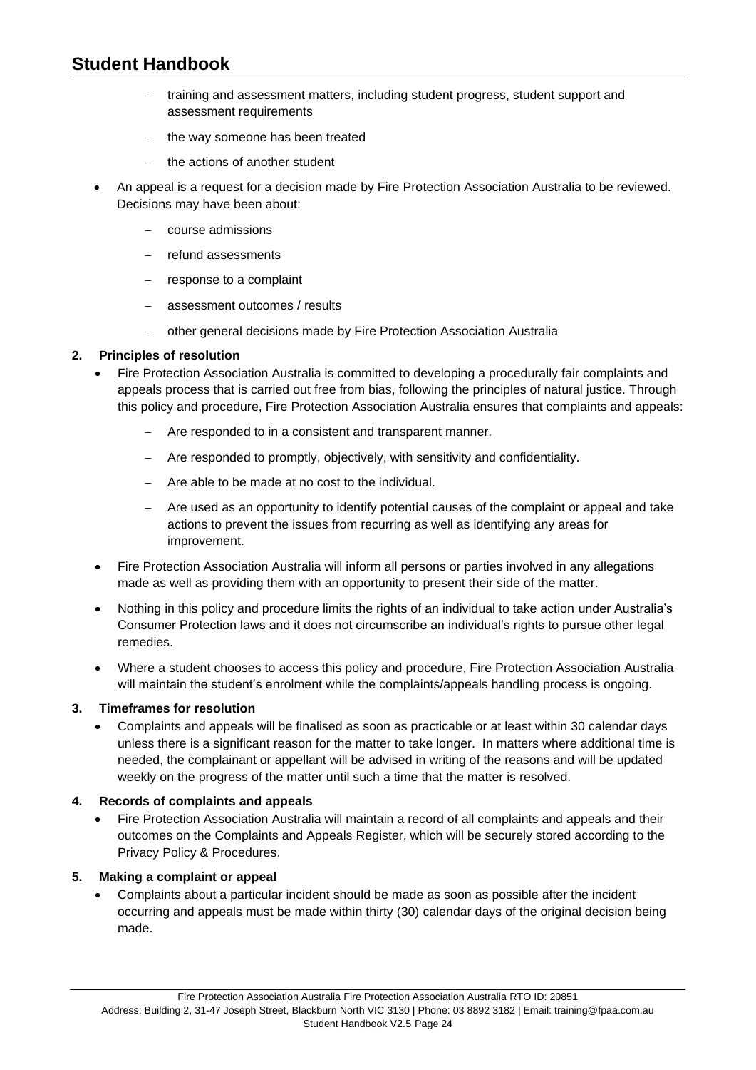- training and assessment matters, including student progress, student support and assessment requirements
  - the way someone has been treated
  - the actions of another student
- An appeal is a request for a decision made by Fire Protection Association Australia to be reviewed. Decisions may have been about:
  - course admissions
  - refund assessments
  - response to a complaint
  - assessment outcomes / results
  - other general decisions made by Fire Protection Association Australia

**2. Principles of resolution**

- Fire Protection Association Australia is committed to developing a procedurally fair complaints and appeals process that is carried out free from bias, following the principles of natural justice. Through this policy and procedure, Fire Protection Association Australia ensures that complaints and appeals:
  - Are responded to in a consistent and transparent manner.
  - Are responded to promptly, objectively, with sensitivity and confidentiality.
  - Are able to be made at no cost to the individual.
  - Are used as an opportunity to identify potential causes of the complaint or appeal and take actions to prevent the issues from recurring as well as identifying any areas for improvement.
- Fire Protection Association Australia will inform all persons or parties involved in any allegations made as well as providing them with an opportunity to present their side of the matter.
- Nothing in this policy and procedure limits the rights of an individual to take action under Australia's Consumer Protection laws and it does not circumscribe an individual's rights to pursue other legal remedies.
- Where a student chooses to access this policy and procedure, Fire Protection Association Australia will maintain the student's enrolment while the complaints/appeals handling process is ongoing.

**3. Timeframes for resolution**

- Complaints and appeals will be finalised as soon as practicable or at least within 30 calendar days unless there is a significant reason for the matter to take longer. In matters where additional time is needed, the complainant or appellant will be advised in writing of the reasons and will be updated weekly on the progress of the matter until such a time that the matter is resolved.

**4. Records of complaints and appeals**

- Fire Protection Association Australia will maintain a record of all complaints and appeals and their outcomes on the Complaints and Appeals Register, which will be securely stored according to the Privacy Policy & Procedures.

**5. Making a complaint or appeal**

- Complaints about a particular incident should be made as soon as possible after the incident occurring and appeals must be made within thirty (30) calendar days of the original decision being made.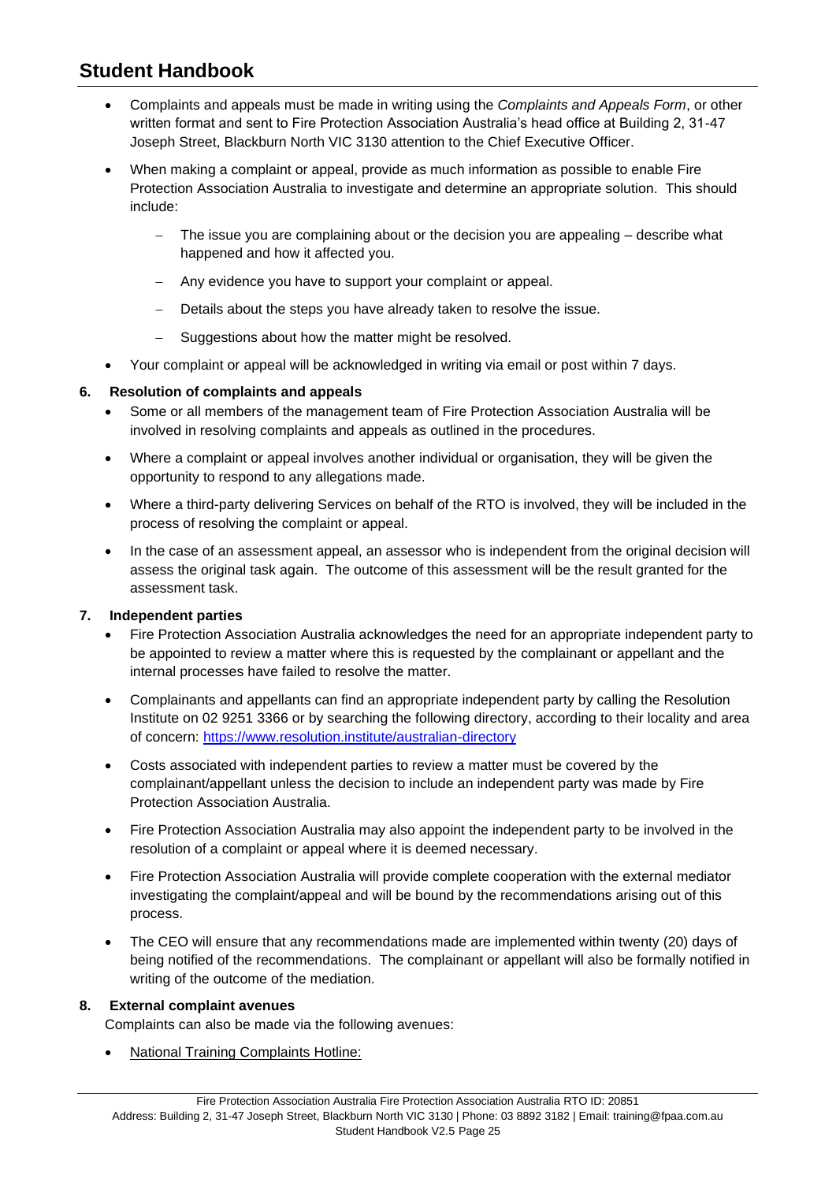- Complaints and appeals must be made in writing using the *Complaints and Appeals Form*, or other written format and sent to Fire Protection Association Australia's head office at Building 2, 31-47 Joseph Street, Blackburn North VIC 3130 attention to the Chief Executive Officer.
- When making a complaint or appeal, provide as much information as possible to enable Fire Protection Association Australia to investigate and determine an appropriate solution. This should include:
  - The issue you are complaining about or the decision you are appealing – describe what happened and how it affected you.
  - Any evidence you have to support your complaint or appeal.
  - Details about the steps you have already taken to resolve the issue.
  - Suggestions about how the matter might be resolved.
- Your complaint or appeal will be acknowledged in writing via email or post within 7 days.

**6. Resolution of complaints and appeals**

- Some or all members of the management team of Fire Protection Association Australia will be involved in resolving complaints and appeals as outlined in the procedures.
- Where a complaint or appeal involves another individual or organisation, they will be given the opportunity to respond to any allegations made.
- Where a third-party delivering Services on behalf of the RTO is involved, they will be included in the process of resolving the complaint or appeal.
- In the case of an assessment appeal, an assessor who is independent from the original decision will assess the original task again. The outcome of this assessment will be the result granted for the assessment task.

**7. Independent parties**

- Fire Protection Association Australia acknowledges the need for an appropriate independent party to be appointed to review a matter where this is requested by the complainant or appellant and the internal processes have failed to resolve the matter.
- Complainants and appellants can find an appropriate independent party by calling the Resolution Institute on 02 9251 3366 or by searching the following directory, according to their locality and area of concern: https://www.resolution.institute/australian-directory
- Costs associated with independent parties to review a matter must be covered by the complainant/appellant unless the decision to include an independent party was made by Fire Protection Association Australia.
- Fire Protection Association Australia may also appoint the independent party to be involved in the resolution of a complaint or appeal where it is deemed necessary.
- Fire Protection Association Australia will provide complete cooperation with the external mediator investigating the complaint/appeal and will be bound by the recommendations arising out of this process.
- The CEO will ensure that any recommendations made are implemented within twenty (20) days of being notified of the recommendations. The complainant or appellant will also be formally notified in writing of the outcome of the mediation.

**8. External complaint avenues**

Complaints can also be made via the following avenues:

- National Training Complaints Hotline: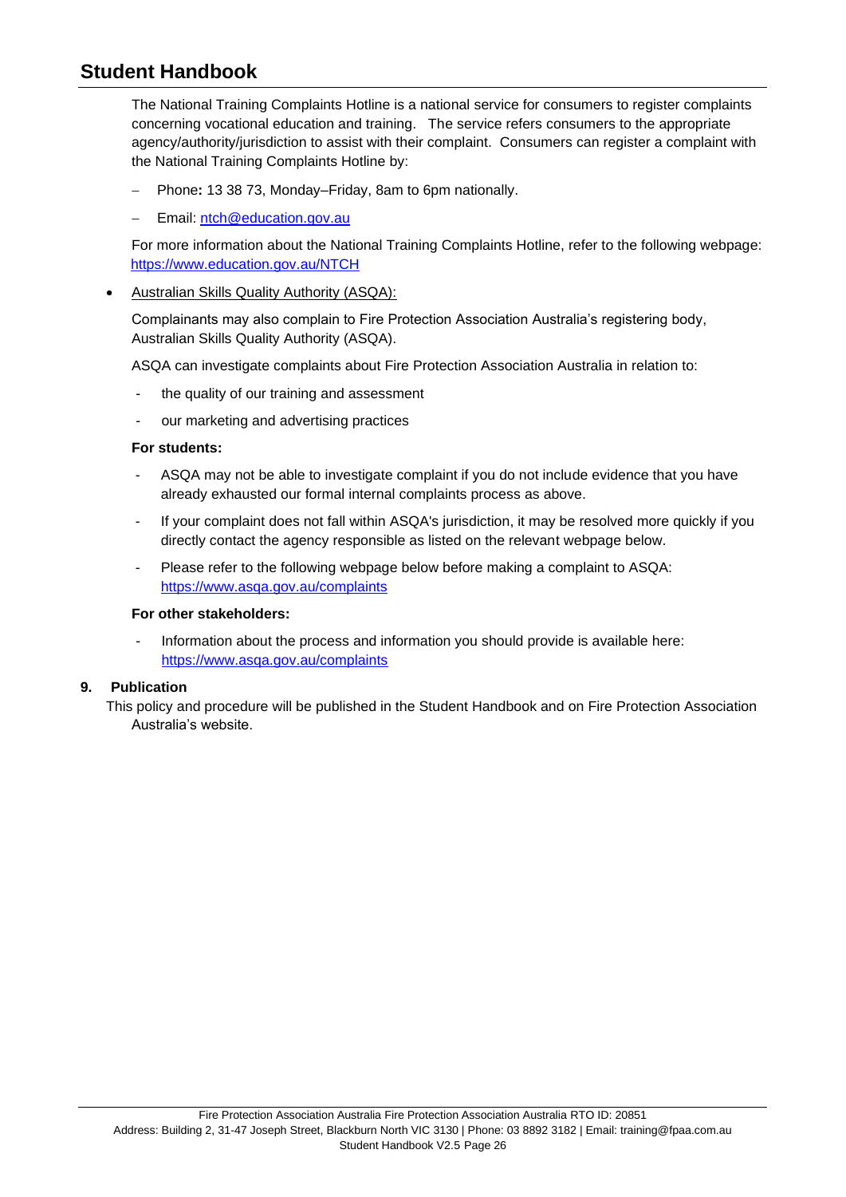The National Training Complaints Hotline is a national service for consumers to register complaints concerning vocational education and training. The service refers consumers to the appropriate agency/authority/jurisdiction to assist with their complaint. Consumers can register a complaint with the National Training Complaints Hotline by:

- Phone: 13 38 73, Monday–Friday, 8am to 6pm nationally.
- Email: ntch@education.gov.au

For more information about the National Training Complaints Hotline, refer to the following webpage: https://www.education.gov.au/NTCH

- Australian Skills Quality Authority (ASQA):

  Complainants may also complain to Fire Protection Association Australia's registering body, Australian Skills Quality Authority (ASQA).

  ASQA can investigate complaints about Fire Protection Association Australia in relation to:

  - the quality of our training and assessment
  - our marketing and advertising practices

  **For students:**

  - ASQA may not be able to investigate complaint if you do not include evidence that you have already exhausted our formal internal complaints process as above.
  - If your complaint does not fall within ASQA's jurisdiction, it may be resolved more quickly if you directly contact the agency responsible as listed on the relevant webpage below.
  - Please refer to the following webpage below before making a complaint to ASQA: https://www.asqa.gov.au/complaints

  **For other stakeholders:**

  - Information about the process and information you should provide is available here: https://www.asqa.gov.au/complaints

**9. Publication**

This policy and procedure will be published in the Student Handbook and on Fire Protection Association Australia's website.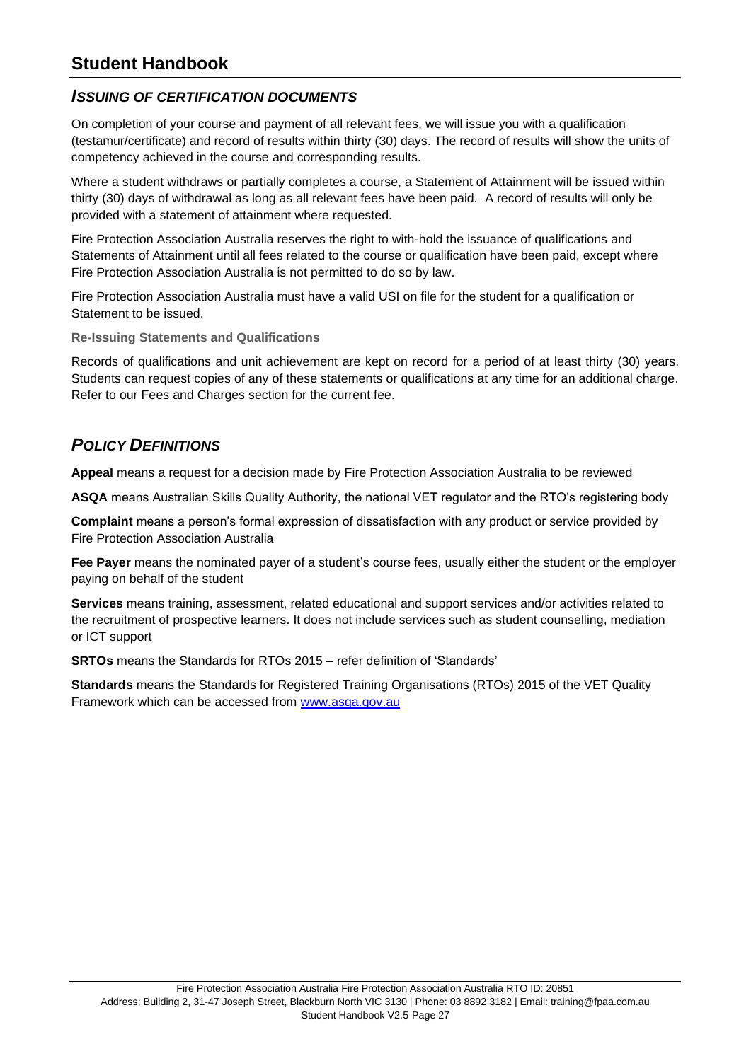## *ISSUING OF CERTIFICATION DOCUMENTS*

On completion of your course and payment of all relevant fees, we will issue you with a qualification (testamur/certificate) and record of results within thirty (30) days. The record of results will show the units of competency achieved in the course and corresponding results.

Where a student withdraws or partially completes a course, a Statement of Attainment will be issued within thirty (30) days of withdrawal as long as all relevant fees have been paid. A record of results will only be provided with a statement of attainment where requested.

Fire Protection Association Australia reserves the right to with-hold the issuance of qualifications and Statements of Attainment until all fees related to the course or qualification have been paid, except where Fire Protection Association Australia is not permitted to do so by law.

Fire Protection Association Australia must have a valid USI on file for the student for a qualification or Statement to be issued.

### Re-Issuing Statements and Qualifications

Records of qualifications and unit achievement are kept on record for a period of at least thirty (30) years. Students can request copies of any of these statements or qualifications at any time for an additional charge. Refer to our Fees and Charges section for the current fee.

## *POLICY DEFINITIONS*

**Appeal** means a request for a decision made by Fire Protection Association Australia to be reviewed

**ASQA** means Australian Skills Quality Authority, the national VET regulator and the RTO's registering body

**Complaint** means a person's formal expression of dissatisfaction with any product or service provided by Fire Protection Association Australia

**Fee Payer** means the nominated payer of a student's course fees, usually either the student or the employer paying on behalf of the student

**Services** means training, assessment, related educational and support services and/or activities related to the recruitment of prospective learners. It does not include services such as student counselling, mediation or ICT support

**SRTOs** means the Standards for RTOs 2015 – refer definition of 'Standards'

**Standards** means the Standards for Registered Training Organisations (RTOs) 2015 of the VET Quality Framework which can be accessed from [www.asqa.gov.au](http://www.asqa.gov.au)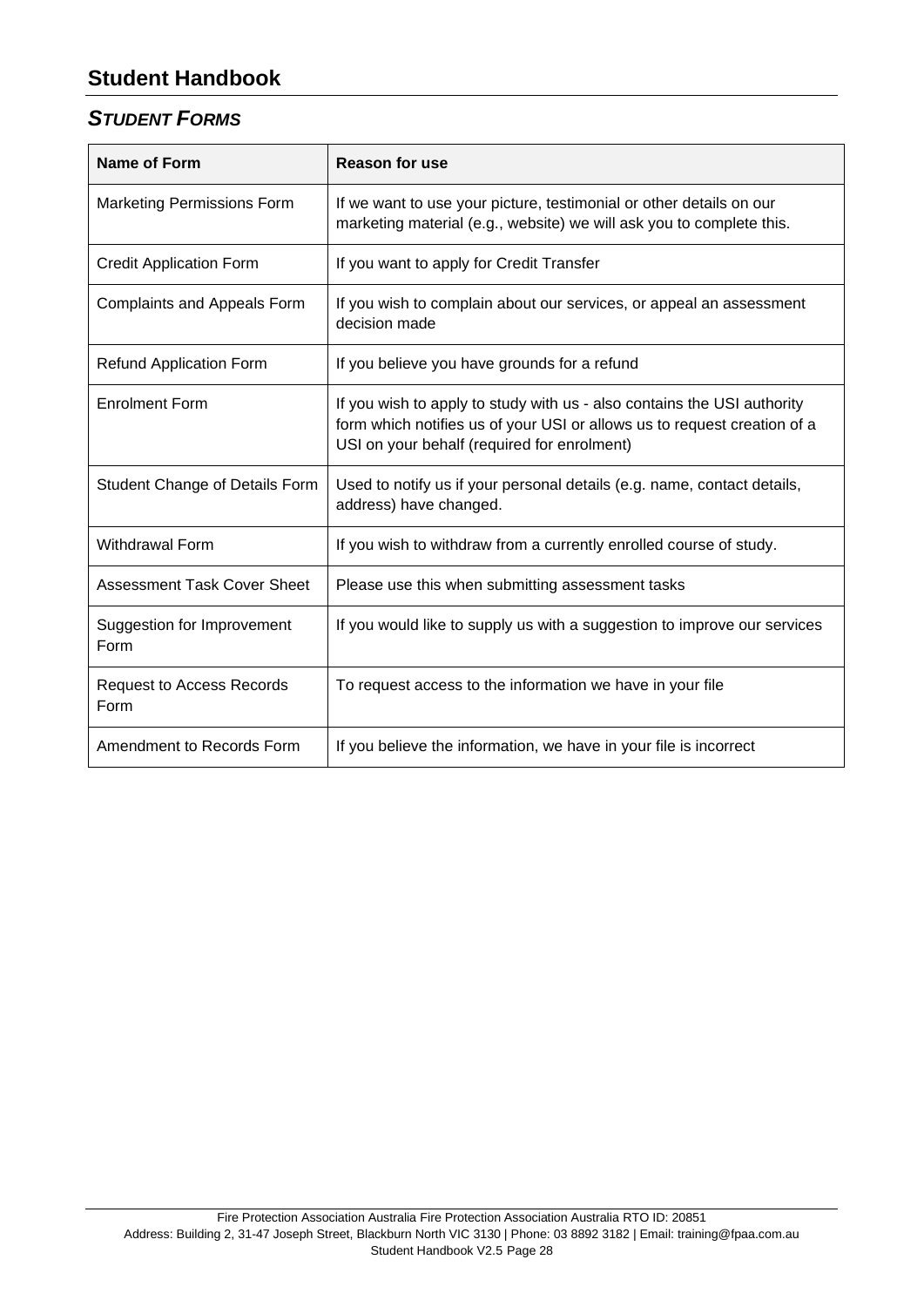## *Student Forms*

| Name of Form | Reason for use |
|---|---|
| Marketing Permissions Form | If we want to use your picture, testimonial or other details on our marketing material (e.g., website) we will ask you to complete this. |
| Credit Application Form | If you want to apply for Credit Transfer |
| Complaints and Appeals Form | If you wish to complain about our services, or appeal an assessment decision made |
| Refund Application Form | If you believe you have grounds for a refund |
| Enrolment Form | If you wish to apply to study with us - also contains the USI authority form which notifies us of your USI or allows us to request creation of a USI on your behalf (required for enrolment) |
| Student Change of Details Form | Used to notify us if your personal details (e.g. name, contact details, address) have changed. |
| Withdrawal Form | If you wish to withdraw from a currently enrolled course of study. |
| Assessment Task Cover Sheet | Please use this when submitting assessment tasks |
| Suggestion for Improvement Form | If you would like to supply us with a suggestion to improve our services |
| Request to Access Records Form | To request access to the information we have in your file |
| Amendment to Records Form | If you believe the information, we have in your file is incorrect |